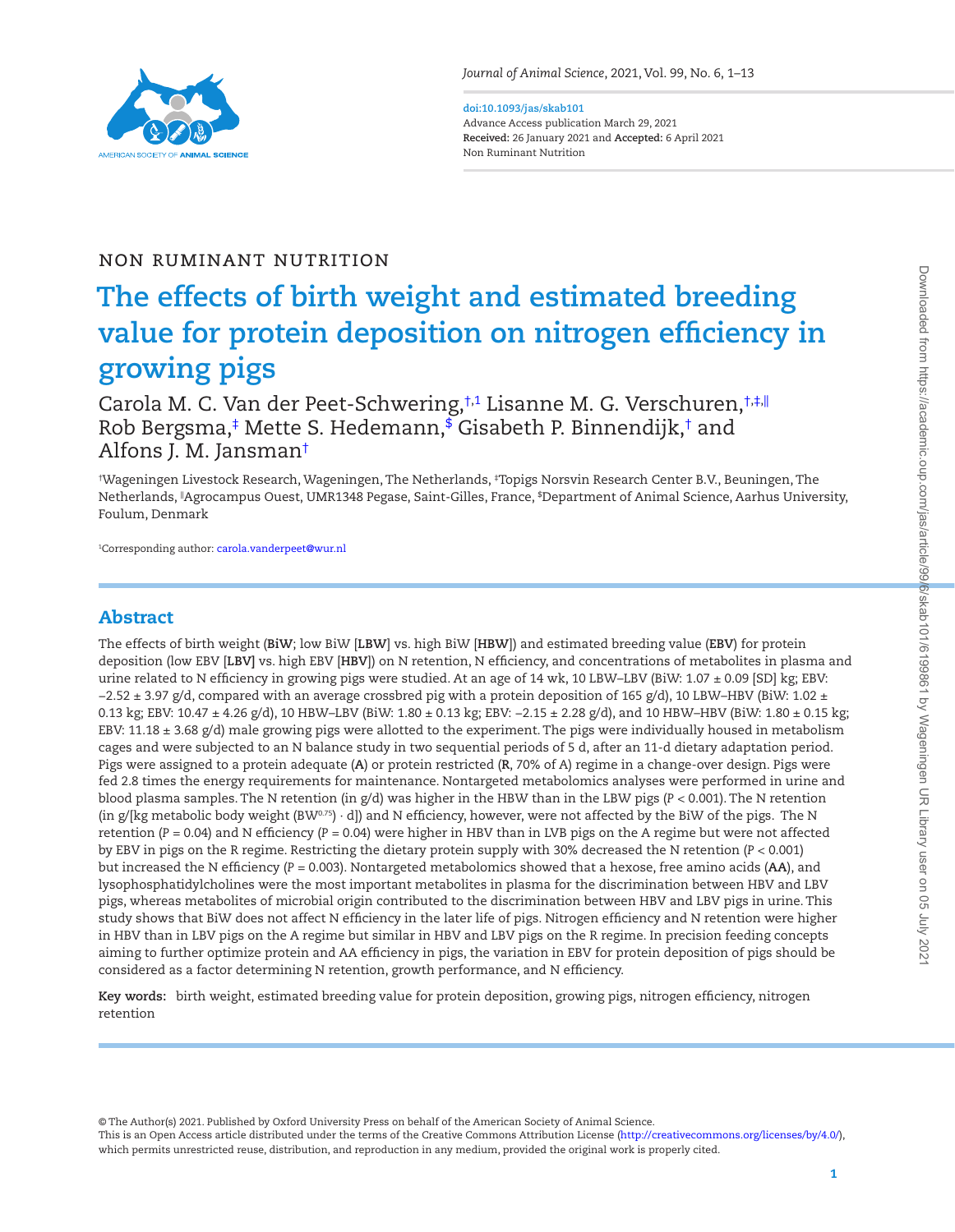NON RUMINANT NUTRITION

# The effects of birth weight and estimated breeding value for protein deposition on nitrogen efficiency in growing pigs

Carola M. C. Van der Peet-Schwering,[†,1] Lisanne M. G. Verschuren,[†,‡,‖] Rob Bergsma,[‡] Mette S. Hedemann,[$] Gisabeth P. Binnendijk,[†] and Alfons J. M. Jansman[†]

[†]Wageningen Livestock Research, Wageningen, The Netherlands, [‡]Topigs Norsvin Research Center B.V., Beuningen, The Netherlands, [‖]Agrocampus Ouest, UMR1348 Pegase, Saint-Gilles, France, [$]Department of Animal Science, Aarhus University, Foulum, Denmark

[1]Corresponding author: carola.vanderpeet@wur.nl

## Abstract

The effects of birth weight (**BiW**; low BiW [**LBW**] vs. high BiW [**HBW**]) and estimated breeding value (**EBV**) for protein deposition (low EBV [**LBV**] vs. high EBV [**HBV**]) on N retention, N efficiency, and concentrations of metabolites in plasma and urine related to N efficiency in growing pigs were studied. At an age of 14 wk, 10 LBW–LBV (BiW: 1.07 ± 0.09 [SD] kg; EBV: −2.52 ± 3.97 g/d, compared with an average crossbred pig with a protein deposition of 165 g/d), 10 LBW–HBV (BiW: 1.02 ± 0.13 kg; EBV: 10.47 ± 4.26 g/d), 10 HBW–LBV (BiW: 1.80 ± 0.13 kg; EBV: −2.15 ± 2.28 g/d), and 10 HBW–HBV (BiW: 1.80 ± 0.15 kg; EBV: 11.18 ± 3.68 g/d) male growing pigs were allotted to the experiment. The pigs were individually housed in metabolism cages and were subjected to an N balance study in two sequential periods of 5 d, after an 11-d dietary adaptation period. Pigs were assigned to a protein adequate (**A**) or protein restricted (**R**, 70% of A) regime in a change-over design. Pigs were fed 2.8 times the energy requirements for maintenance. Nontargeted metabolomics analyses were performed in urine and blood plasma samples. The N retention (in g/d) was higher in the HBW than in the LBW pigs ($P < 0.001$). The N retention (in g/[kg metabolic body weight ($BW^{0.75}$) · d]) and N efficiency, however, were not affected by the BiW of the pigs. The N retention ($P = 0.04$) and N efficiency ($P = 0.04$) were higher in HBV than in LVB pigs on the A regime but were not affected by EBV in pigs on the R regime. Restricting the dietary protein supply with 30% decreased the N retention ($P < 0.001$) but increased the N efficiency ($P = 0.003$). Nontargeted metabolomics showed that a hexose, free amino acids (**AA**), and lysophosphatidylcholines were the most important metabolites in plasma for the discrimination between HBV and LBV pigs, whereas metabolites of microbial origin contributed to the discrimination between HBV and LBV pigs in urine. This study shows that BiW does not affect N efficiency in the later life of pigs. Nitrogen efficiency and N retention were higher in HBV than in LBV pigs on the A regime but similar in HBV and LBV pigs on the R regime. In precision feeding concepts aiming to further optimize protein and AA efficiency in pigs, the variation in EBV for protein deposition of pigs should be considered as a factor determining N retention, growth performance, and N efficiency.

**Key words:** birth weight, estimated breeding value for protein deposition, growing pigs, nitrogen efficiency, nitrogen retention

© The Author(s) 2021. Published by Oxford University Press on behalf of the American Society of Animal Science.
This is an Open Access article distributed under the terms of the Creative Commons Attribution License (http://creativecommons.org/licenses/by/4.0/), which permits unrestricted reuse, distribution, and reproduction in any medium, provided the original work is properly cited.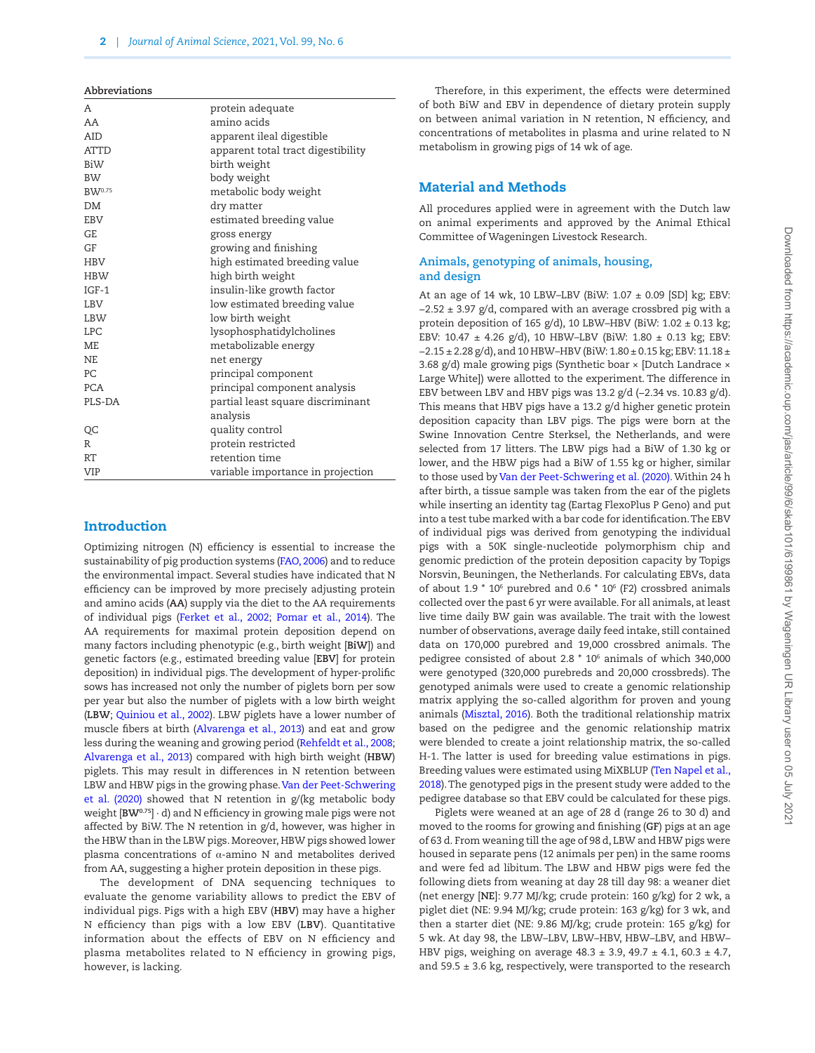**Abbreviations**

| | |
|---|---|
| A | protein adequate |
| AA | amino acids |
| AID | apparent ileal digestible |
| ATTD | apparent total tract digestibility |
| BiW | birth weight |
| BW | body weight |
| $BW^{0.75}$ | metabolic body weight |
| DM | dry matter |
| EBV | estimated breeding value |
| GE | gross energy |
| GF | growing and finishing |
| HBV | high estimated breeding value |
| HBW | high birth weight |
| IGF-1 | insulin-like growth factor |
| LBV | low estimated breeding value |
| LBW | low birth weight |
| LPC | lysophosphatidylcholines |
| ME | metabolizable energy |
| NE | net energy |
| PC | principal component |
| PCA | principal component analysis |
| PLS-DA | partial least square discriminant analysis |
| QC | quality control |
| R | protein restricted |
| RT | retention time |
| VIP | variable importance in projection |

## Introduction

Optimizing nitrogen (N) efficiency is essential to increase the sustainability of pig production systems (FAO, 2006) and to reduce the environmental impact. Several studies have indicated that N efficiency can be improved by more precisely adjusting protein and amino acids (**AA**) supply via the diet to the AA requirements of individual pigs (Ferket et al., 2002; Pomar et al., 2014). The AA requirements for maximal protein deposition depend on many factors including phenotypic (e.g., birth weight [**BiW**]) and genetic factors (e.g., estimated breeding value [**EBV**] for protein deposition) in individual pigs. The development of hyper-prolific sows has increased not only the number of piglets born per sow per year but also the number of piglets with a low birth weight (**LBW**; Quiniou et al., 2002). LBW piglets have a lower number of muscle fibers at birth (Alvarenga et al., 2013) and eat and grow less during the weaning and growing period (Rehfeldt et al., 2008; Alvarenga et al., 2013) compared with high birth weight (**HBW**) piglets. This may result in differences in N retention between LBW and HBW pigs in the growing phase. Van der Peet-Schwering et al. (2020) showed that N retention in g/(kg metabolic body weight [$\mathbf{BW^{0.75}}$] · d) and N efficiency in growing male pigs were not affected by BiW. The N retention in g/d, however, was higher in the HBW than in the LBW pigs. Moreover, HBW pigs showed lower plasma concentrations of α-amino N and metabolites derived from AA, suggesting a higher protein deposition in these pigs.

The development of DNA sequencing techniques to evaluate the genome variability allows to predict the EBV of individual pigs. Pigs with a high EBV (**HBV**) may have a higher N efficiency than pigs with a low EBV (**LBV**). Quantitative information about the effects of EBV on N efficiency and plasma metabolites related to N efficiency in growing pigs, however, is lacking.

Therefore, in this experiment, the effects were determined of both BiW and EBV in dependence of dietary protein supply on between animal variation in N retention, N efficiency, and concentrations of metabolites in plasma and urine related to N metabolism in growing pigs of 14 wk of age.

## Material and Methods

All procedures applied were in agreement with the Dutch law on animal experiments and approved by the Animal Ethical Committee of Wageningen Livestock Research.

### Animals, genotyping of animals, housing, and design

At an age of 14 wk, 10 LBW–LBV (BiW: 1.07 ± 0.09 [SD] kg; EBV: −2.52 ± 3.97 g/d, compared with an average crossbred pig with a protein deposition of 165 g/d), 10 LBW–HBV (BiW: 1.02 ± 0.13 kg; EBV: 10.47 ± 4.26 g/d), 10 HBW–LBV (BiW: 1.80 ± 0.13 kg; EBV: −2.15 ± 2.28 g/d), and 10 HBW–HBV (BiW: 1.80 ± 0.15 kg; EBV: 11.18 ± 3.68 g/d) male growing pigs (Synthetic boar × [Dutch Landrace × Large White]) were allotted to the experiment. The difference in EBV between LBV and HBV pigs was 13.2 g/d (−2.34 vs. 10.83 g/d). This means that HBV pigs have a 13.2 g/d higher genetic protein deposition capacity than LBV pigs. The pigs were born at the Swine Innovation Centre Sterksel, the Netherlands, and were selected from 17 litters. The LBW pigs had a BiW of 1.30 kg or lower, and the HBW pigs had a BiW of 1.55 kg or higher, similar to those used by Van der Peet-Schwering et al. (2020). Within 24 h after birth, a tissue sample was taken from the ear of the piglets while inserting an identity tag (Eartag FlexoPlus P Geno) and put into a test tube marked with a bar code for identification. The EBV of individual pigs was derived from genotyping the individual pigs with a 50K single-nucleotide polymorphism chip and genomic prediction of the protein deposition capacity by Topigs Norsvin, Beuningen, the Netherlands. For calculating EBVs, data of about 1.9 * $10^6$ purebred and 0.6 * $10^6$ (F2) crossbred animals collected over the past 6 yr were available. For all animals, at least live time daily BW gain was available. The trait with the lowest number of observations, average daily feed intake, still contained data on 170,000 purebred and 19,000 crossbred animals. The pedigree consisted of about 2.8 * $10^6$ animals of which 340,000 were genotyped (320,000 purebreds and 20,000 crossbreds). The genotyped animals were used to create a genomic relationship matrix applying the so-called algorithm for proven and young animals (Misztal, 2016). Both the traditional relationship matrix based on the pedigree and the genomic relationship matrix were blended to create a joint relationship matrix, the so-called H-1. The latter is used for breeding value estimations in pigs. Breeding values were estimated using MiXBLUP (Ten Napel et al., 2018). The genotyped pigs in the present study were added to the pedigree database so that EBV could be calculated for these pigs.

Piglets were weaned at an age of 28 d (range 26 to 30 d) and moved to the rooms for growing and finishing (**GF**) pigs at an age of 63 d. From weaning till the age of 98 d, LBW and HBW pigs were housed in separate pens (12 animals per pen) in the same rooms and were fed ad libitum. The LBW and HBW pigs were fed the following diets from weaning at day 28 till day 98: a weaner diet (net energy [**NE**]: 9.77 MJ/kg; crude protein: 160 g/kg) for 2 wk, a piglet diet (NE: 9.94 MJ/kg; crude protein: 163 g/kg) for 3 wk, and then a starter diet (NE: 9.86 MJ/kg; crude protein: 165 g/kg) for 5 wk. At day 98, the LBW–LBV, LBW–HBV, HBW–LBV, and HBW–HBV pigs, weighing on average 48.3 ± 3.9, 49.7 ± 4.1, 60.3 ± 4.7, and 59.5 ± 3.6 kg, respectively, were transported to the research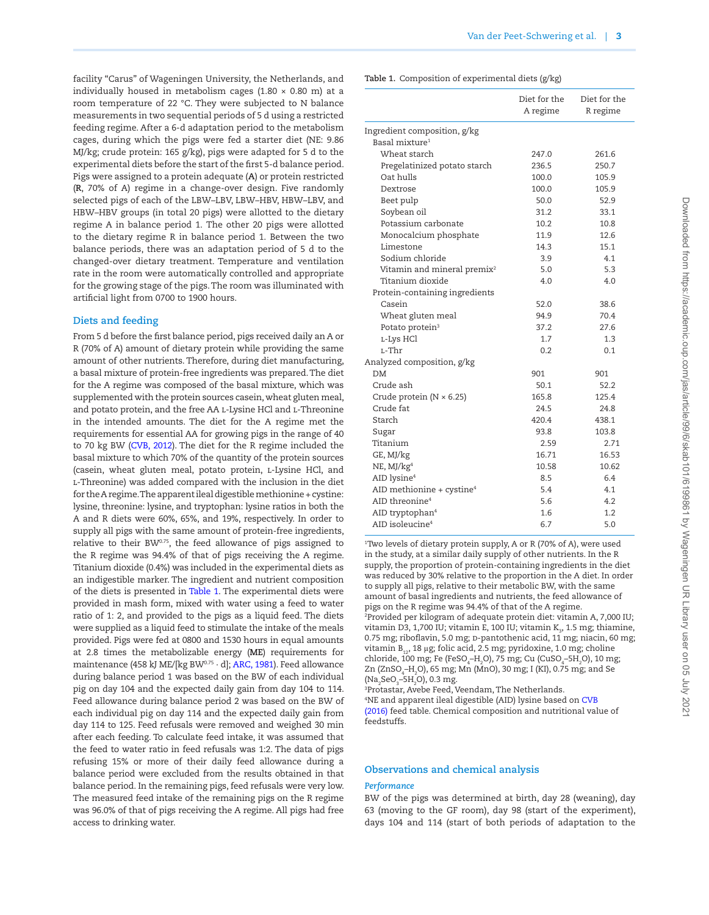facility "Carus" of Wageningen University, the Netherlands, and individually housed in metabolism cages (1.80 × 0.80 m) at a room temperature of 22 °C. They were subjected to N balance measurements in two sequential periods of 5 d using a restricted feeding regime. After a 6-d adaptation period to the metabolism cages, during which the pigs were fed a starter diet (NE: 9.86 MJ/kg; crude protein: 165 g/kg), pigs were adapted for 5 d to the experimental diets before the start of the first 5-d balance period. Pigs were assigned to a protein adequate (**A**) or protein restricted (**R**, 70% of A) regime in a change-over design. Five randomly selected pigs of each of the LBW–LBV, LBW–HBV, HBW–LBV, and HBW–HBV groups (in total 20 pigs) were allotted to the dietary regime A in balance period 1. The other 20 pigs were allotted to the dietary regime R in balance period 1. Between the two balance periods, there was an adaptation period of 5 d to the changed-over dietary treatment. Temperature and ventilation rate in the room were automatically controlled and appropriate for the growing stage of the pigs. The room was illuminated with artificial light from 0700 to 1900 hours.

## Diets and feeding

From 5 d before the first balance period, pigs received daily an A or R (70% of A) amount of dietary protein while providing the same amount of other nutrients. Therefore, during diet manufacturing, a basal mixture of protein-free ingredients was prepared. The diet for the A regime was composed of the basal mixture, which was supplemented with the protein sources casein, wheat gluten meal, and potato protein, and the free AA L-Lysine HCl and L-Threonine in the intended amounts. The diet for the A regime met the requirements for essential AA for growing pigs in the range of 40 to 70 kg BW (CVB, 2012). The diet for the R regime included the basal mixture to which 70% of the quantity of the protein sources (casein, wheat gluten meal, potato protein, L-Lysine HCl, and L-Threonine) was added compared with the inclusion in the diet for the A regime. The apparent ileal digestible methionine + cystine: lysine, threonine: lysine, and tryptophan: lysine ratios in both the A and R diets were 60%, 65%, and 19%, respectively. In order to supply all pigs with the same amount of protein-free ingredients, relative to their $BW^{0.75}$, the feed allowance of pigs assigned to the R regime was 94.4% of that of pigs receiving the A regime. Titanium dioxide (0.4%) was included in the experimental diets as an indigestible marker. The ingredient and nutrient composition of the diets is presented in Table 1. The experimental diets were provided in mash form, mixed with water using a feed to water ratio of 1: 2, and provided to the pigs as a liquid feed. The diets were supplied as a liquid feed to stimulate the intake of the meals provided. Pigs were fed at 0800 and 1530 hours in equal amounts at 2.8 times the metabolizable energy (**ME**) requirements for maintenance (458 kJ ME/[kg $BW^{0.75}$ · d]; ARC, 1981). Feed allowance during balance period 1 was based on the BW of each individual pig on day 104 and the expected daily gain from day 104 to 114. Feed allowance during balance period 2 was based on the BW of each individual pig on day 114 and the expected daily gain from day 114 to 125. Feed refusals were removed and weighed 30 min after each feeding. To calculate feed intake, it was assumed that the feed to water ratio in feed refusals was 1:2. The data of pigs refusing 15% or more of their daily feed allowance during a balance period were excluded from the results obtained in that balance period. In the remaining pigs, feed refusals were very low. The measured feed intake of the remaining pigs on the R regime was 96.0% of that of pigs receiving the A regime. All pigs had free access to drinking water.

**Table 1.** Composition of experimental diets (g/kg)

| | Diet for the A regime | Diet for the R regime |
|---|---|---|
| Ingredient composition, g/kg | | |
| Basal mixture[1] | | |
| Wheat starch | 247.0 | 261.6 |
| Pregelatinized potato starch | 236.5 | 250.7 |
| Oat hulls | 100.0 | 105.9 |
| Dextrose | 100.0 | 105.9 |
| Beet pulp | 50.0 | 52.9 |
| Soybean oil | 31.2 | 33.1 |
| Potassium carbonate | 10.2 | 10.8 |
| Monocalcium phosphate | 11.9 | 12.6 |
| Limestone | 14.3 | 15.1 |
| Sodium chloride | 3.9 | 4.1 |
| Vitamin and mineral premix[2] | 5.0 | 5.3 |
| Titanium dioxide | 4.0 | 4.0 |
| Protein-containing ingredients | | |
| Casein | 52.0 | 38.6 |
| Wheat gluten meal | 94.9 | 70.4 |
| Potato protein[3] | 37.2 | 27.6 |
| L-Lys HCl | 1.7 | 1.3 |
| L-Thr | 0.2 | 0.1 |
| Analyzed composition, g/kg | | |
| DM | 901 | 901 |
| Crude ash | 50.1 | 52.2 |
| Crude protein (N × 6.25) | 165.8 | 125.4 |
| Crude fat | 24.5 | 24.8 |
| Starch | 420.4 | 438.1 |
| Sugar | 93.8 | 103.8 |
| Titanium | 2.59 | 2.71 |
| GE, MJ/kg | 16.71 | 16.53 |
| NE, MJ/kg[4] | 10.58 | 10.62 |
| AID lysine[4] | 8.5 | 6.4 |
| AID methionine + cystine[4] | 5.4 | 4.1 |
| AID threonine[4] | 5.6 | 4.2 |
| AID tryptophan[4] | 1.6 | 1.2 |
| AID isoleucine[4] | 6.7 | 5.0 |

[1]Two levels of dietary protein supply, A or R (70% of A), were used in the study, at a similar daily supply of other nutrients. In the R supply, the proportion of protein-containing ingredients in the diet was reduced by 30% relative to the proportion in the A diet. In order to supply all pigs, relative to their metabolic BW, with the same amount of basal ingredients and nutrients, the feed allowance of pigs on the R regime was 94.4% of that of the A regime.

[2]Provided per kilogram of adequate protein diet: vitamin A, 7,000 IU; vitamin D3, 1,700 IU; vitamin E, 100 IU; vitamin $K_3$, 1.5 mg; thiamine, 0.75 mg; riboflavin, 5.0 mg; D-pantothenic acid, 11 mg; niacin, 60 mg; vitamin $B_{12}$, 18 μg; folic acid, 2.5 mg; pyridoxine, 1.0 mg; choline chloride, 100 mg; Fe ($FeSO_4$–$H_2O$), 75 mg; Cu ($CuSO_4$–$5H_2O$), 10 mg; Zn ($ZnSO_4$–$H_2O$), 65 mg; Mn (MnO), 30 mg; I (KI), 0.75 mg; and Se ($Na_2SeO_3$–$5H_2O$), 0.3 mg.

[3]Protastar, Avebe Feed, Veendam, The Netherlands.

[4]NE and apparent ileal digestible (AID) lysine based on CVB (2016) feed table. Chemical composition and nutritional value of feedstuffs.

## Observations and chemical analysis

### *Performance*

BW of the pigs was determined at birth, day 28 (weaning), day 63 (moving to the GF room), day 98 (start of the experiment), days 104 and 114 (start of both periods of adaptation to the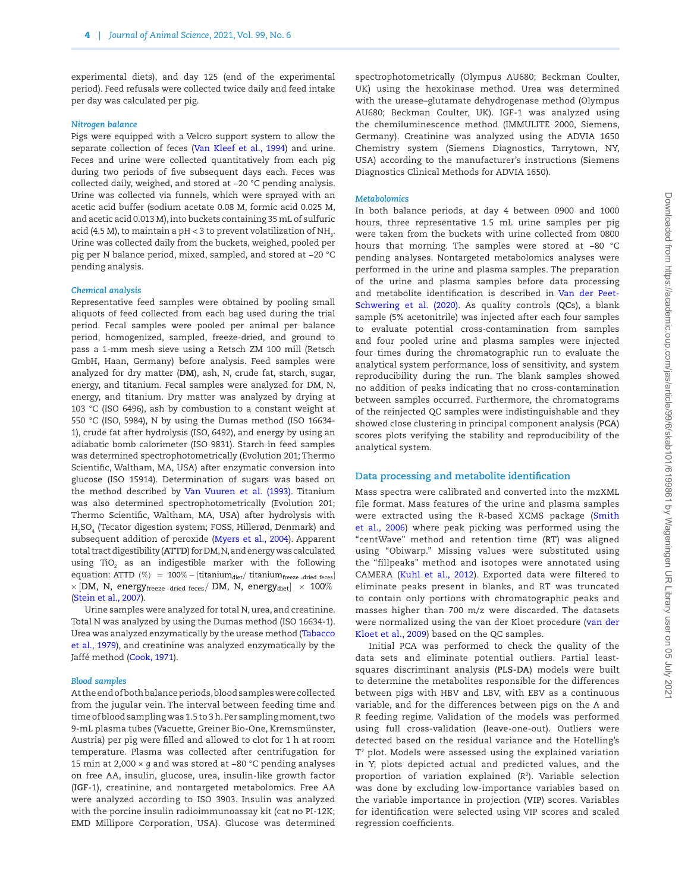experimental diets), and day 125 (end of the experimental period). Feed refusals were collected twice daily and feed intake per day was calculated per pig.

### *Nitrogen balance*

Pigs were equipped with a Velcro support system to allow the separate collection of feces (Van Kleef et al., 1994) and urine. Feces and urine were collected quantitatively from each pig during two periods of five subsequent days each. Feces was collected daily, weighed, and stored at –20 °C pending analysis. Urine was collected via funnels, which were sprayed with an acetic acid buffer (sodium acetate 0.08 M, formic acid 0.025 M, and acetic acid 0.013 M), into buckets containing 35 mL of sulfuric acid (4.5 M), to maintain a pH < 3 to prevent volatilization of $NH_3$. Urine was collected daily from the buckets, weighed, pooled per pig per N balance period, mixed, sampled, and stored at –20 °C pending analysis.

### *Chemical analysis*

Representative feed samples were obtained by pooling small aliquots of feed collected from each bag used during the trial period. Fecal samples were pooled per animal per balance period, homogenized, sampled, freeze-dried, and ground to pass a 1-mm mesh sieve using a Retsch ZM 100 mill (Retsch GmbH, Haan, Germany) before analysis. Feed samples were analyzed for dry matter (**DM**), ash, N, crude fat, starch, sugar, energy, and titanium. Fecal samples were analyzed for DM, N, energy, and titanium. Dry matter was analyzed by drying at 103 °C (ISO 6496), ash by combustion to a constant weight at 550 °C (ISO, 5984), N by using the Dumas method (ISO 16634-1), crude fat after hydrolysis (ISO, 6492), and energy by using an adiabatic bomb calorimeter (ISO 9831). Starch in feed samples was determined spectrophotometrically (Evolution 201; Thermo Scientific, Waltham, MA, USA) after enzymatic conversion into glucose (ISO 15914). Determination of sugars was based on the method described by Van Vuuren et al. (1993). Titanium was also determined spectrophotometrically (Evolution 201; Thermo Scientific, Waltham, MA, USA) after hydrolysis with $H_2SO_4$ (Tecator digestion system; FOSS, Hillerød, Denmark) and subsequent addition of peroxide (Myers et al., 2004). Apparent total tract digestibility (**ATTD**) for DM, N, and energy was calculated using $TiO_2$ as an indigestible marker with the following equation: $\text{ATTD}\ (\%) = 100\% - [\text{titanium}_{\text{diet}} / \text{titanium}_{\text{freeze-dried feces}}] \times [\text{DM, N, energy}_{\text{freeze-dried feces}} / \text{DM, N, energy}_{\text{diet}}] \times 100\%$ (Stein et al., 2007).

Urine samples were analyzed for total N, urea, and creatinine. Total N was analyzed by using the Dumas method (ISO 16634-1). Urea was analyzed enzymatically by the urease method (Tabacco et al., 1979), and creatinine was analyzed enzymatically by the Jaffé method (Cook, 1971).

### *Blood samples*

At the end of both balance periods, blood samples were collected from the jugular vein. The interval between feeding time and time of blood sampling was 1.5 to 3 h. Per sampling moment, two 9-mL plasma tubes (Vacuette, Greiner Bio-One, Kremsmünster, Austria) per pig were filled and allowed to clot for 1 h at room temperature. Plasma was collected after centrifugation for 15 min at 2,000 × *g* and was stored at –80 °C pending analyses on free AA, insulin, glucose, urea, insulin-like growth factor (**IGF**-1), creatinine, and nontargeted metabolomics. Free AA were analyzed according to ISO 3903. Insulin was analyzed with the porcine insulin radioimmunoassay kit (cat no PI-12K; EMD Millipore Corporation, USA). Glucose was determined spectrophotometrically (Olympus AU680; Beckman Coulter, UK) using the hexokinase method. Urea was determined with the urease–glutamate dehydrogenase method (Olympus AU680; Beckman Coulter, UK). IGF-1 was analyzed using the chemiluminescence method (IMMULITE 2000, Siemens, Germany). Creatinine was analyzed using the ADVIA 1650 Chemistry system (Siemens Diagnostics, Tarrytown, NY, USA) according to the manufacturer's instructions (Siemens Diagnostics Clinical Methods for ADVIA 1650).

### *Metabolomics*

In both balance periods, at day 4 between 0900 and 1000 hours, three representative 1.5 mL urine samples per pig were taken from the buckets with urine collected from 0800 hours that morning. The samples were stored at –80 °C pending analyses. Nontargeted metabolomics analyses were performed in the urine and plasma samples. The preparation of the urine and plasma samples before data processing and metabolite identification is described in Van der Peet-Schwering et al. (2020). As quality controls (**QCs**), a blank sample (5% acetonitrile) was injected after each four samples to evaluate potential cross-contamination from samples and four pooled urine and plasma samples were injected four times during the chromatographic run to evaluate the analytical system performance, loss of sensitivity, and system reproducibility during the run. The blank samples showed no addition of peaks indicating that no cross-contamination between samples occurred. Furthermore, the chromatograms of the reinjected QC samples were indistinguishable and they showed close clustering in principal component analysis (**PCA**) scores plots verifying the stability and reproducibility of the analytical system.

## Data processing and metabolite identification

Mass spectra were calibrated and converted into the mzXML file format. Mass features of the urine and plasma samples were extracted using the R-based XCMS package (Smith et al., 2006) where peak picking was performed using the "centWave" method and retention time (**RT**) was aligned using "Obiwarp." Missing values were substituted using the "fillpeaks" method and isotopes were annotated using CAMERA (Kuhl et al., 2012). Exported data were filtered to eliminate peaks present in blanks, and RT was truncated to contain only portions with chromatographic peaks and masses higher than 700 m/z were discarded. The datasets were normalized using the van der Kloet procedure (van der Kloet et al., 2009) based on the QC samples.

Initial PCA was performed to check the quality of the data sets and eliminate potential outliers. Partial least-squares discriminant analysis (**PLS-DA**) models were built to determine the metabolites responsible for the differences between pigs with HBV and LBV, with EBV as a continuous variable, and for the differences between pigs on the A and R feeding regime. Validation of the models was performed using full cross-validation (leave-one-out). Outliers were detected based on the residual variance and the Hotelling's $T^2$ plot. Models were assessed using the explained variation in Y, plots depicted actual and predicted values, and the proportion of variation explained ($R^2$). Variable selection was done by excluding low-importance variables based on the variable importance in projection (**VIP**) scores. Variables for identification were selected using VIP scores and scaled regression coefficients.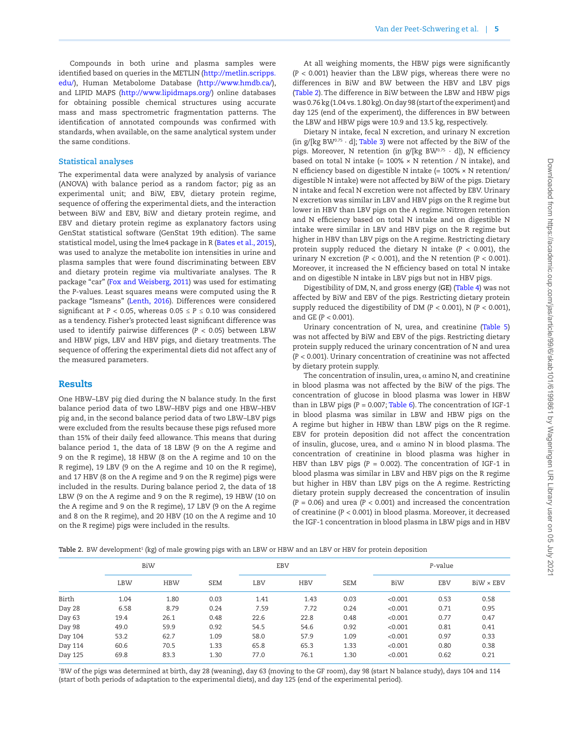Compounds in both urine and plasma samples were identified based on queries in the METLIN (http://metlin.scripps.edu/), Human Metabolome Database (http://www.hmdb.ca/), and LIPID MAPS (http://www.lipidmaps.org/) online databases for obtaining possible chemical structures using accurate mass and mass spectrometric fragmentation patterns. The identification of annotated compounds was confirmed with standards, when available, on the same analytical system under the same conditions.

### Statistical analyses

The experimental data were analyzed by analysis of variance (ANOVA) with balance period as a random factor; pig as an experimental unit; and BiW, EBV, dietary protein regime, sequence of offering the experimental diets, and the interaction between BiW and EBV, BiW and dietary protein regime, and EBV and dietary protein regime as explanatory factors using GenStat statistical software (GenStat 19th edition). The same statistical model, using the lme4 package in R (Bates et al., 2015), was used to analyze the metabolite ion intensities in urine and plasma samples that were found discriminating between EBV and dietary protein regime via multivariate analyses. The R package "car" (Fox and Weisberg, 2011) was used for estimating the *P*-values. Least squares means were computed using the R package "lsmeans" (Lenth, 2016). Differences were considered significant at $P < 0.05$, whereas $0.05 \leq P \leq 0.10$ was considered as a tendency. Fisher's protected least significant difference was used to identify pairwise differences ($P < 0.05$) between LBW and HBW pigs, LBV and HBV pigs, and dietary treatments. The sequence of offering the experimental diets did not affect any of the measured parameters.

## Results

One HBW–LBV pig died during the N balance study. In the first balance period data of two LBW–HBV pigs and one HBW–HBV pig and, in the second balance period data of two LBW–LBV pigs were excluded from the results because these pigs refused more than 15% of their daily feed allowance. This means that during balance period 1, the data of 18 LBW (9 on the A regime and 9 on the R regime), 18 HBW (8 on the A regime and 10 on the R regime), 19 LBV (9 on the A regime and 10 on the R regime), and 17 HBV (8 on the A regime and 9 on the R regime) pigs were included in the results. During balance period 2, the data of 18 LBW (9 on the A regime and 9 on the R regime), 19 HBW (10 on the A regime and 9 on the R regime), 17 LBV (9 on the A regime and 8 on the R regime), and 20 HBV (10 on the A regime and 10 on the R regime) pigs were included in the results.

At all weighing moments, the HBW pigs were significantly ($P < 0.001$) heavier than the LBW pigs, whereas there were no differences in BiW and BW between the HBV and LBV pigs (Table 2). The difference in BiW between the LBW and HBW pigs was 0.76 kg (1.04 vs. 1.80 kg). On day 98 (start of the experiment) and day 125 (end of the experiment), the differences in BW between the LBW and HBW pigs were 10.9 and 13.5 kg, respectively.

Dietary N intake, fecal N excretion, and urinary N excretion (in g/[kg $BW^{0.75}$ · d]; Table 3) were not affected by the BiW of the pigs. Moreover, N retention (in g/[kg $BW^{0.75}$ · d]), N efficiency based on total N intake (= 100% × N retention / N intake), and N efficiency based on digestible N intake (= 100% × N retention/digestible N intake) were not affected by BiW of the pigs. Dietary N intake and fecal N excretion were not affected by EBV. Urinary N excretion was similar in LBV and HBV pigs on the R regime but lower in HBV than LBV pigs on the A regime. Nitrogen retention and N efficiency based on total N intake and on digestible N intake were similar in LBV and HBV pigs on the R regime but higher in HBV than LBV pigs on the A regime. Restricting dietary protein supply reduced the dietary N intake ($P < 0.001$), the urinary N excretion ($P < 0.001$), and the N retention ($P < 0.001$). Moreover, it increased the N efficiency based on total N intake and on digestible N intake in LBV pigs but not in HBV pigs.

Digestibility of DM, N, and gross energy (**GE**) (Table 4) was not affected by BiW and EBV of the pigs. Restricting dietary protein supply reduced the digestibility of DM ($P < 0.001$), N ($P < 0.001$), and GE ($P < 0.001$).

Urinary concentration of N, urea, and creatinine (Table 5) was not affected by BiW and EBV of the pigs. Restricting dietary protein supply reduced the urinary concentration of N and urea ($P < 0.001$). Urinary concentration of creatinine was not affected by dietary protein supply.

The concentration of insulin, urea, α amino N, and creatinine in blood plasma was not affected by the BiW of the pigs. The concentration of glucose in blood plasma was lower in HBW than in LBW pigs ($P = 0.007$; Table 6). The concentration of IGF-1 in blood plasma was similar in LBW and HBW pigs on the A regime but higher in HBW than LBW pigs on the R regime. EBV for protein deposition did not affect the concentration of insulin, glucose, urea, and α amino N in blood plasma. The concentration of creatinine in blood plasma was higher in HBV than LBV pigs ($P = 0.002$). The concentration of IGF-1 in blood plasma was similar in LBV and HBV pigs on the R regime but higher in HBV than LBV pigs on the A regime. Restricting dietary protein supply decreased the concentration of insulin ($P = 0.06$) and urea ($P < 0.001$) and increased the concentration of creatinine ($P < 0.001$) in blood plasma. Moreover, it decreased the IGF-1 concentration in blood plasma in LBW pigs and in HBV

**Table 2.** BW development[1] (kg) of male growing pigs with an LBW or HBW and an LBV or HBV for protein deposition

| | BiW | | | EBV | | | *P*-value | | |
|---|---|---|---|---|---|---|---|---|---|
| | LBW | HBW | SEM | LBV | HBV | SEM | BiW | EBV | BiW × EBV |
| Birth | 1.04 | 1.80 | 0.03 | 1.41 | 1.43 | 0.03 | <0.001 | 0.53 | 0.58 |
| Day 28 | 6.58 | 8.79 | 0.24 | 7.59 | 7.72 | 0.24 | <0.001 | 0.71 | 0.95 |
| Day 63 | 19.4 | 26.1 | 0.48 | 22.6 | 22.8 | 0.48 | <0.001 | 0.77 | 0.47 |
| Day 98 | 49.0 | 59.9 | 0.92 | 54.5 | 54.6 | 0.92 | <0.001 | 0.81 | 0.41 |
| Day 104 | 53.2 | 62.7 | 1.09 | 58.0 | 57.9 | 1.09 | <0.001 | 0.97 | 0.33 |
| Day 114 | 60.6 | 70.5 | 1.33 | 65.8 | 65.3 | 1.33 | <0.001 | 0.80 | 0.38 |
| Day 125 | 69.8 | 83.3 | 1.30 | 77.0 | 76.1 | 1.30 | <0.001 | 0.62 | 0.21 |

[1]BW of the pigs was determined at birth, day 28 (weaning), day 63 (moving to the GF room), day 98 (start N balance study), days 104 and 114 (start of both periods of adaptation to the experimental diets), and day 125 (end of the experimental period).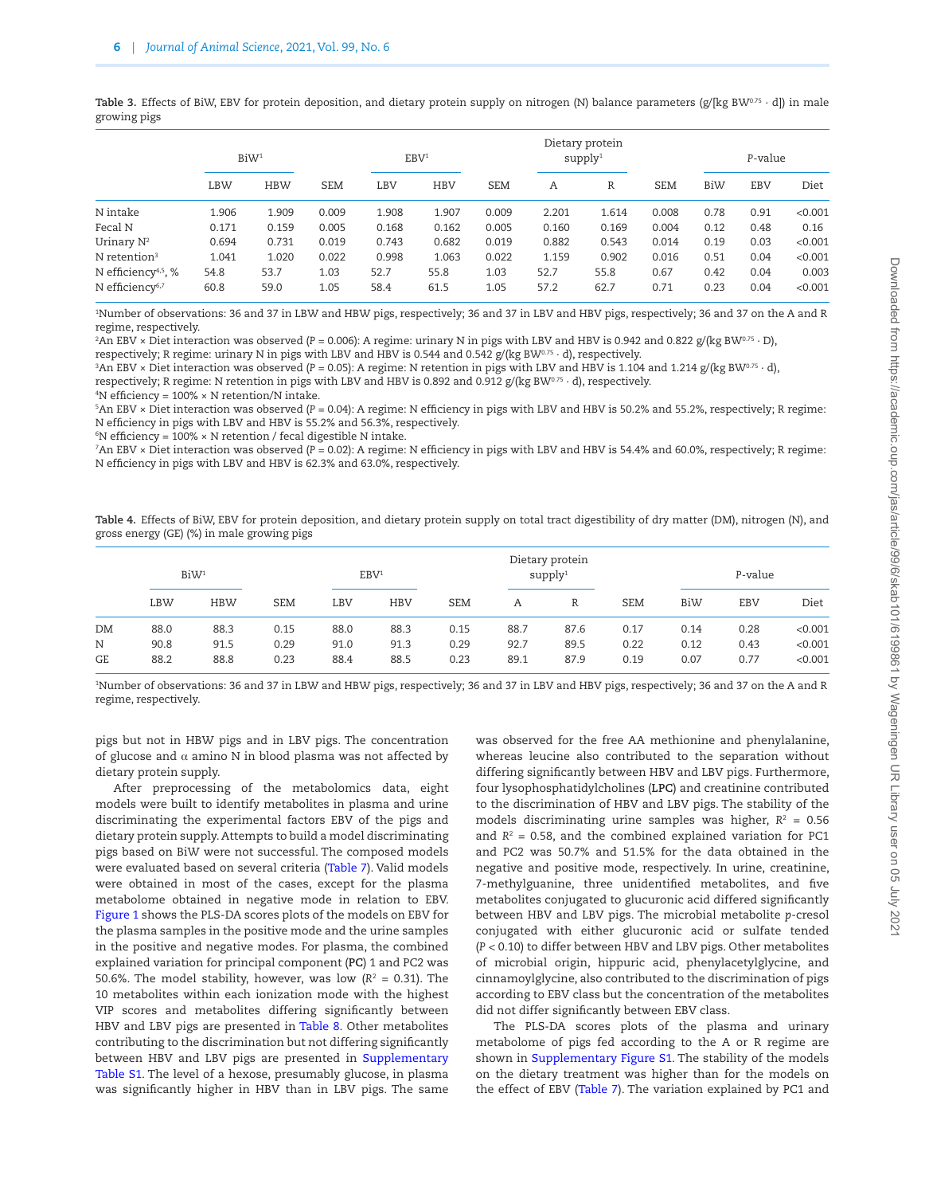**Table 3.** Effects of BiW, EBV for protein deposition, and dietary protein supply on nitrogen (N) balance parameters (g/[kg BW$^{0.75}$ · d]) in male growing pigs

| | BiW[1] | | SEM | EBV[1] | | SEM | Dietary protein supply[1] | | SEM | *P*-value | | |
|---|---|---|---|---|---|---|---|---|---|---|---|---|
| | LBW | HBW | | LBV | HBV | | A | R | | BiW | EBV | Diet |
| N intake | 1.906 | 1.909 | 0.009 | 1.908 | 1.907 | 0.009 | 2.201 | 1.614 | 0.008 | 0.78 | 0.91 | <0.001 |
| Fecal N | 0.171 | 0.159 | 0.005 | 0.168 | 0.162 | 0.005 | 0.160 | 0.169 | 0.004 | 0.12 | 0.48 | 0.16 |
| Urinary N[2] | 0.694 | 0.731 | 0.019 | 0.743 | 0.682 | 0.019 | 0.882 | 0.543 | 0.014 | 0.19 | 0.03 | <0.001 |
| N retention[3] | 1.041 | 1.020 | 0.022 | 0.998 | 1.063 | 0.022 | 1.159 | 0.902 | 0.016 | 0.51 | 0.04 | <0.001 |
| N efficiency[4,5], % | 54.8 | 53.7 | 1.03 | 52.7 | 55.8 | 1.03 | 52.7 | 55.8 | 0.67 | 0.42 | 0.04 | 0.003 |
| N efficiency[6,7] | 60.8 | 59.0 | 1.05 | 58.4 | 61.5 | 1.05 | 57.2 | 62.7 | 0.71 | 0.23 | 0.04 | <0.001 |

[1]Number of observations: 36 and 37 in LBW and HBW pigs, respectively; 36 and 37 in LBV and HBV pigs, respectively; 36 and 37 on the A and R regime, respectively.
[2]An EBV × Diet interaction was observed ($P$ = 0.006): A regime: urinary N in pigs with LBV and HBV is 0.942 and 0.822 g/(kg BW$^{0.75}$ · D), respectively; R regime: urinary N in pigs with LBV and HBV is 0.544 and 0.542 g/(kg BW$^{0.75}$ · d), respectively.
[3]An EBV × Diet interaction was observed ($P$ = 0.05): A regime: N retention in pigs with LBV and HBV is 1.104 and 1.214 g/(kg BW$^{0.75}$ · d), respectively; R regime: N retention in pigs with LBV and HBV is 0.892 and 0.912 g/(kg BW$^{0.75}$ · d), respectively.
[4]N efficiency = 100% × N retention/N intake.
[5]An EBV × Diet interaction was observed ($P$ = 0.04): A regime: N efficiency in pigs with LBV and HBV is 50.2% and 55.2%, respectively; R regime: N efficiency in pigs with LBV and HBV is 55.2% and 56.3%, respectively.
[6]N efficiency = 100% × N retention / fecal digestible N intake.
[7]An EBV × Diet interaction was observed ($P$ = 0.02): A regime: N efficiency in pigs with LBV and HBV is 54.4% and 60.0%, respectively; R regime: N efficiency in pigs with LBV and HBV is 62.3% and 63.0%, respectively.

**Table 4.** Effects of BiW, EBV for protein deposition, and dietary protein supply on total tract digestibility of dry matter (DM), nitrogen (N), and gross energy (GE) (%) in male growing pigs

| | BiW[1] | | SEM | EBV[1] | | SEM | Dietary protein supply[1] | | SEM | *P*-value | | |
|---|---|---|---|---|---|---|---|---|---|---|---|---|
| | LBW | HBW | | LBV | HBV | | A | R | | BiW | EBV | Diet |
| DM | 88.0 | 88.3 | 0.15 | 88.0 | 88.3 | 0.15 | 88.7 | 87.6 | 0.17 | 0.14 | 0.28 | <0.001 |
| N | 90.8 | 91.5 | 0.29 | 91.0 | 91.3 | 0.29 | 92.7 | 89.5 | 0.22 | 0.12 | 0.43 | <0.001 |
| GE | 88.2 | 88.8 | 0.23 | 88.4 | 88.5 | 0.23 | 89.1 | 87.9 | 0.19 | 0.07 | 0.77 | <0.001 |

[1]Number of observations: 36 and 37 in LBW and HBW pigs, respectively; 36 and 37 in LBV and HBV pigs, respectively; 36 and 37 on the A and R regime, respectively.

pigs but not in HBW pigs and in LBV pigs. The concentration of glucose and α amino N in blood plasma was not affected by dietary protein supply.

After preprocessing of the metabolomics data, eight models were built to identify metabolites in plasma and urine discriminating the experimental factors EBV of the pigs and dietary protein supply. Attempts to build a model discriminating pigs based on BiW were not successful. The composed models were evaluated based on several criteria (Table 7). Valid models were obtained in most of the cases, except for the plasma metabolome obtained in negative mode in relation to EBV. Figure 1 shows the PLS-DA scores plots of the models on EBV for the plasma samples in the positive mode and the urine samples in the positive and negative modes. For plasma, the combined explained variation for principal component (**PC**) 1 and PC2 was 50.6%. The model stability, however, was low ($R^2$ = 0.31). The 10 metabolites within each ionization mode with the highest VIP scores and metabolites differing significantly between HBV and LBV pigs are presented in Table 8. Other metabolites contributing to the discrimination but not differing significantly between HBV and LBV pigs are presented in Supplementary Table S1. The level of a hexose, presumably glucose, in plasma was significantly higher in HBV than in LBV pigs. The same was observed for the free AA methionine and phenylalanine, whereas leucine also contributed to the separation without differing significantly between HBV and LBV pigs. Furthermore, four lysophosphatidylcholines (**LPC**) and creatinine contributed to the discrimination of HBV and LBV pigs. The stability of the models discriminating urine samples was higher, $R^2$ = 0.56 and $R^2$ = 0.58, and the combined explained variation for PC1 and PC2 was 50.7% and 51.5% for the data obtained in the negative and positive mode, respectively. In urine, creatinine, 7-methylguanine, three unidentified metabolites, and five metabolites conjugated to glucuronic acid differed significantly between HBV and LBV pigs. The microbial metabolite *p*-cresol conjugated with either glucuronic acid or sulfate tended ($P$ < 0.10) to differ between HBV and LBV pigs. Other metabolites of microbial origin, hippuric acid, phenylacetylglycine, and cinnamoylglycine, also contributed to the discrimination of pigs according to EBV class but the concentration of the metabolites did not differ significantly between EBV class.

The PLS-DA scores plots of the plasma and urinary metabolome of pigs fed according to the A or R regime are shown in Supplementary Figure S1. The stability of the models on the dietary treatment was higher than for the models on the effect of EBV (Table 7). The variation explained by PC1 and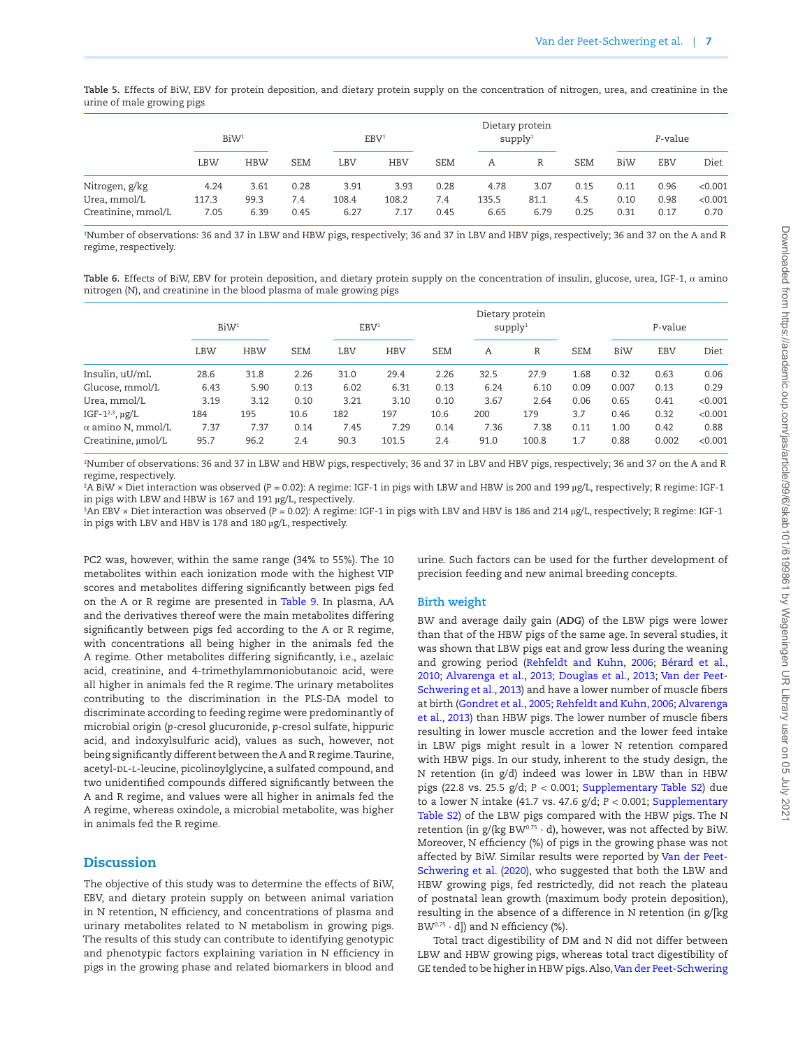**Table 5.** Effects of BiW, EBV for protein deposition, and dietary protein supply on the concentration of nitrogen, urea, and creatinine in the urine of male growing pigs

| | BiW[1] | | | EBV[1] | | | Dietary protein supply[1] | | | P-value | | |
|---|---|---|---|---|---|---|---|---|---|---|---|---|
| | LBW | HBW | SEM | LBV | HBV | SEM | A | R | SEM | BiW | EBV | Diet |
| Nitrogen, g/kg | 4.24 | 3.61 | 0.28 | 3.91 | 3.93 | 0.28 | 4.78 | 3.07 | 0.15 | 0.11 | 0.96 | <0.001 |
| Urea, mmol/L | 117.3 | 99.3 | 7.4 | 108.4 | 108.2 | 7.4 | 135.5 | 81.1 | 4.5 | 0.10 | 0.98 | <0.001 |
| Creatinine, mmol/L | 7.05 | 6.39 | 0.45 | 6.27 | 7.17 | 0.45 | 6.65 | 6.79 | 0.25 | 0.31 | 0.17 | 0.70 |

[1]Number of observations: 36 and 37 in LBW and HBW pigs, respectively; 36 and 37 in LBV and HBV pigs, respectively; 36 and 37 on the A and R regime, respectively.

**Table 6.** Effects of BiW, EBV for protein deposition, and dietary protein supply on the concentration of insulin, glucose, urea, IGF-1, α amino nitrogen (N), and creatinine in the blood plasma of male growing pigs

| | BiW[1] | | | EBV[1] | | | Dietary protein supply[1] | | | P-value | | |
|---|---|---|---|---|---|---|---|---|---|---|---|---|
| | LBW | HBW | SEM | LBV | HBV | SEM | A | R | SEM | BiW | EBV | Diet |
| Insulin, uU/mL | 28.6 | 31.8 | 2.26 | 31.0 | 29.4 | 2.26 | 32.5 | 27.9 | 1.68 | 0.32 | 0.63 | 0.06 |
| Glucose, mmol/L | 6.43 | 5.90 | 0.13 | 6.02 | 6.31 | 0.13 | 6.24 | 6.10 | 0.09 | 0.007 | 0.13 | 0.29 |
| Urea, mmol/L | 3.19 | 3.12 | 0.10 | 3.21 | 3.10 | 0.10 | 3.67 | 2.64 | 0.06 | 0.65 | 0.41 | <0.001 |
| IGF-1[2,3], µg/L | 184 | 195 | 10.6 | 182 | 197 | 10.6 | 200 | 179 | 3.7 | 0.46 | 0.32 | <0.001 |
| α amino N, mmol/L | 7.37 | 7.37 | 0.14 | 7.45 | 7.29 | 0.14 | 7.36 | 7.38 | 0.11 | 1.00 | 0.42 | 0.88 |
| Creatinine, µmol/L | 95.7 | 96.2 | 2.4 | 90.3 | 101.5 | 2.4 | 91.0 | 100.8 | 1.7 | 0.88 | 0.002 | <0.001 |

[1]Number of observations: 36 and 37 in LBW and HBW pigs, respectively; 36 and 37 in LBV and HBV pigs, respectively; 36 and 37 on the A and R regime, respectively.
[2]A BiW × Diet interaction was observed ($P = 0.02$): A regime: IGF-1 in pigs with LBW and HBW is 200 and 199 µg/L, respectively; R regime: IGF-1 in pigs with LBW and HBW is 167 and 191 µg/L, respectively.
[3]An EBV × Diet interaction was observed ($P = 0.02$): A regime: IGF-1 in pigs with LBV and HBV is 186 and 214 µg/L, respectively; R regime: IGF-1 in pigs with LBV and HBV is 178 and 180 µg/L, respectively.

PC2 was, however, within the same range (34% to 55%). The 10 metabolites within each ionization mode with the highest VIP scores and metabolites differing significantly between pigs fed on the A or R regime are presented in Table 9. In plasma, AA and the derivatives thereof were the main metabolites differing significantly between pigs fed according to the A or R regime, with concentrations all being higher in the animals fed the A regime. Other metabolites differing significantly, i.e., azelaic acid, creatinine, and 4-trimethylammoniobutanoic acid, were all higher in animals fed the R regime. The urinary metabolites contributing to the discrimination in the PLS-DA model to discriminate according to feeding regime were predominantly of microbial origin (*p*-cresol glucuronide, *p*-cresol sulfate, hippuric acid, and indoxylsulfuric acid), values as such, however, not being significantly different between the A and R regime. Taurine, acetyl-DL-L-leucine, picolinoylglycine, a sulfated compound, and two unidentified compounds differed significantly between the A and R regime, and values were all higher in animals fed the A regime, whereas oxindole, a microbial metabolite, was higher in animals fed the R regime.

## Discussion

The objective of this study was to determine the effects of BiW, EBV, and dietary protein supply on between animal variation in N retention, N efficiency, and concentrations of plasma and urinary metabolites related to N metabolism in growing pigs. The results of this study can contribute to identifying genotypic and phenotypic factors explaining variation in N efficiency in pigs in the growing phase and related biomarkers in blood and urine. Such factors can be used for the further development of precision feeding and new animal breeding concepts.

### Birth weight

BW and average daily gain (**ADG**) of the LBW pigs were lower than that of the HBW pigs of the same age. In several studies, it was shown that LBW pigs eat and grow less during the weaning and growing period (Rehfeldt and Kuhn, 2006; Bérard et al., 2010; Alvarenga et al., 2013; Douglas et al., 2013; Van der Peet-Schwering et al., 2013) and have a lower number of muscle fibers at birth (Gondret et al., 2005; Rehfeldt and Kuhn, 2006; Alvarenga et al., 2013) than HBW pigs. The lower number of muscle fibers resulting in lower muscle accretion and the lower feed intake in LBW pigs might result in a lower N retention compared with HBW pigs. In our study, inherent to the study design, the N retention (in g/d) indeed was lower in LBW than in HBW pigs (22.8 vs. 25.5 g/d; $P < 0.001$; Supplementary Table S2) due to a lower N intake (41.7 vs. 47.6 g/d; $P < 0.001$; Supplementary Table S2) of the LBW pigs compared with the HBW pigs. The N retention (in g/(kg $BW^{0.75}$ · d), however, was not affected by BiW. Moreover, N efficiency (%) of pigs in the growing phase was not affected by BiW. Similar results were reported by Van der Peet-Schwering et al. (2020), who suggested that both the LBW and HBW growing pigs, fed restrictedly, did not reach the plateau of postnatal lean growth (maximum body protein deposition), resulting in the absence of a difference in N retention (in g/[kg $BW^{0.75}$ · d]) and N efficiency (%).

Total tract digestibility of DM and N did not differ between LBW and HBW growing pigs, whereas total tract digestibility of GE tended to be higher in HBW pigs. Also, Van der Peet-Schwering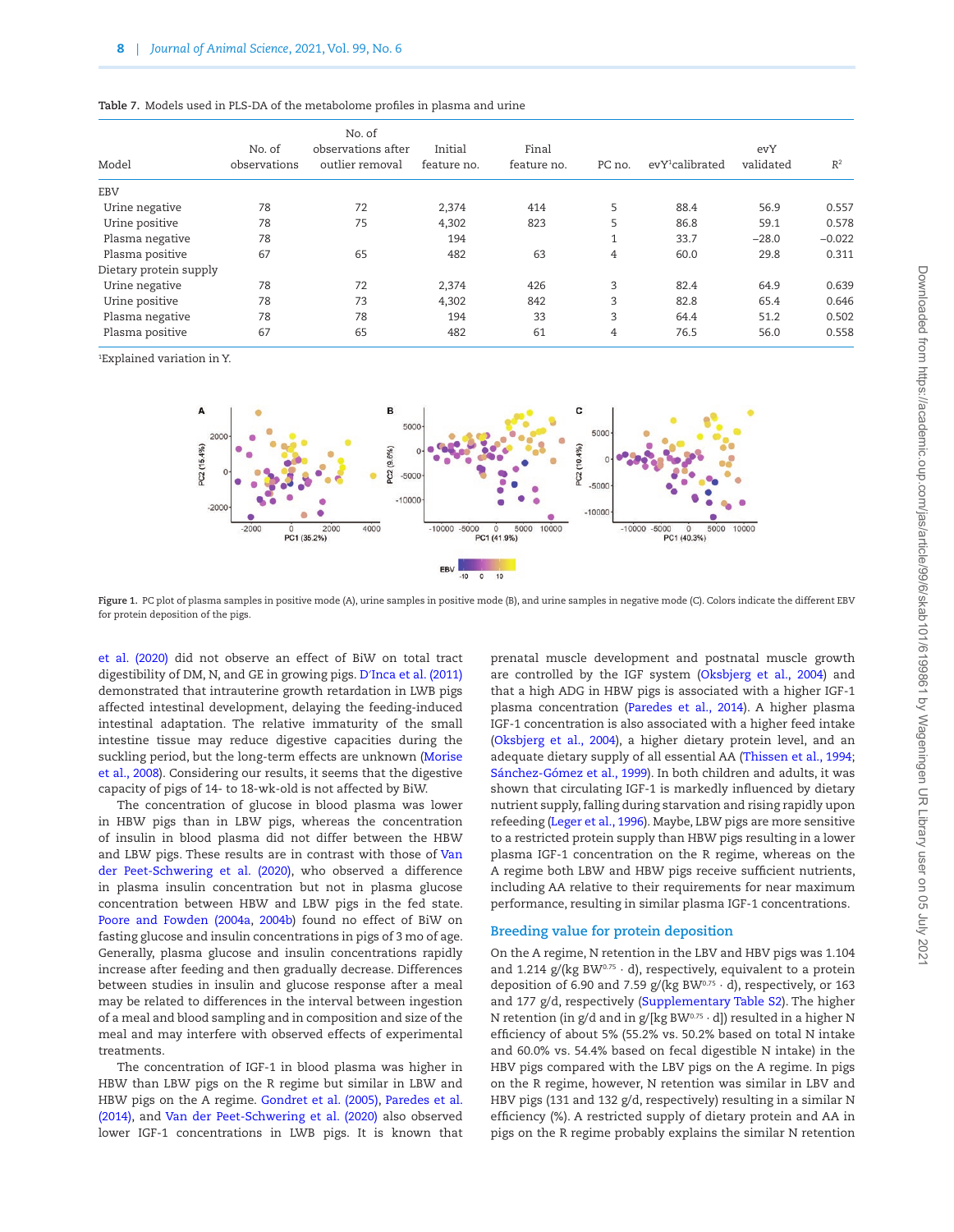**Table 7.** Models used in PLS-DA of the metabolome profiles in plasma and urine

| Model | No. of observations | No. of observations after outlier removal | Initial feature no. | Final feature no. | PC no. | evY[1]calibrated | evY validated | $R^2$ |
|---|---|---|---|---|---|---|---|---|
| EBV | | | | | | | | |
| Urine negative | 78 | 72 | 2,374 | 414 | 5 | 88.4 | 56.9 | 0.557 |
| Urine positive | 78 | 75 | 4,302 | 823 | 5 | 86.8 | 59.1 | 0.578 |
| Plasma negative | 78 | | 194 | | 1 | 33.7 | −28.0 | −0.022 |
| Plasma positive | 67 | 65 | 482 | 63 | 4 | 60.0 | 29.8 | 0.311 |
| Dietary protein supply | | | | | | | | |
| Urine negative | 78 | 72 | 2,374 | 426 | 3 | 82.4 | 64.9 | 0.639 |
| Urine positive | 78 | 73 | 4,302 | 842 | 3 | 82.8 | 65.4 | 0.646 |
| Plasma negative | 78 | 78 | 194 | 33 | 3 | 64.4 | 51.2 | 0.502 |
| Plasma positive | 67 | 65 | 482 | 61 | 4 | 76.5 | 56.0 | 0.558 |

[1]Explained variation in Y.

**Figure 1.** PC plot of plasma samples in positive mode (A), urine samples in positive mode (B), and urine samples in negative mode (C). Colors indicate the different EBV for protein deposition of the pigs.

et al. (2020) did not observe an effect of BiW on total tract digestibility of DM, N, and GE in growing pigs. D'Inca et al. (2011) demonstrated that intrauterine growth retardation in LWB pigs affected intestinal development, delaying the feeding-induced intestinal adaptation. The relative immaturity of the small intestine tissue may reduce digestive capacities during the suckling period, but the long-term effects are unknown (Morise et al., 2008). Considering our results, it seems that the digestive capacity of pigs of 14- to 18-wk-old is not affected by BiW.

The concentration of glucose in blood plasma was lower in HBW pigs than in LBW pigs, whereas the concentration of insulin in blood plasma did not differ between the HBW and LBW pigs. These results are in contrast with those of Van der Peet-Schwering et al. (2020), who observed a difference in plasma insulin concentration but not in plasma glucose concentration between HBW and LBW pigs in the fed state. Poore and Fowden (2004a, 2004b) found no effect of BiW on fasting glucose and insulin concentrations in pigs of 3 mo of age. Generally, plasma glucose and insulin concentrations rapidly increase after feeding and then gradually decrease. Differences between studies in insulin and glucose response after a meal may be related to differences in the interval between ingestion of a meal and blood sampling and in composition and size of the meal and may interfere with observed effects of experimental treatments.

The concentration of IGF-1 in blood plasma was higher in HBW than LBW pigs on the R regime but similar in LBW and HBW pigs on the A regime. Gondret et al. (2005), Paredes et al. (2014), and Van der Peet-Schwering et al. (2020) also observed lower IGF-1 concentrations in LWB pigs. It is known that prenatal muscle development and postnatal muscle growth are controlled by the IGF system (Oksbjerg et al., 2004) and that a high ADG in HBW pigs is associated with a higher IGF-1 plasma concentration (Paredes et al., 2014). A higher plasma IGF-1 concentration is also associated with a higher feed intake (Oksbjerg et al., 2004), a higher dietary protein level, and an adequate dietary supply of all essential AA (Thissen et al., 1994; Sánchez-Gómez et al., 1999). In both children and adults, it was shown that circulating IGF-1 is markedly influenced by dietary nutrient supply, falling during starvation and rising rapidly upon refeeding (Leger et al., 1996). Maybe, LBW pigs are more sensitive to a restricted protein supply than HBW pigs resulting in a lower plasma IGF-1 concentration on the R regime, whereas on the A regime both LBW and HBW pigs receive sufficient nutrients, including AA relative to their requirements for near maximum performance, resulting in similar plasma IGF-1 concentrations.

## Breeding value for protein deposition

On the A regime, N retention in the LBV and HBV pigs was 1.104 and 1.214 g/(kg $BW^{0.75}$ · d), respectively, equivalent to a protein deposition of 6.90 and 7.59 g/(kg $BW^{0.75}$ · d), respectively, or 163 and 177 g/d, respectively (Supplementary Table S2). The higher N retention (in g/d and in g/[kg $BW^{0.75}$ · d]) resulted in a higher N efficiency of about 5% (55.2% vs. 50.2% based on total N intake and 60.0% vs. 54.4% based on fecal digestible N intake) in the HBV pigs compared with the LBV pigs on the A regime. In pigs on the R regime, however, N retention was similar in LBV and HBV pigs (131 and 132 g/d, respectively) resulting in a similar N efficiency (%). A restricted supply of dietary protein and AA in pigs on the R regime probably explains the similar N retention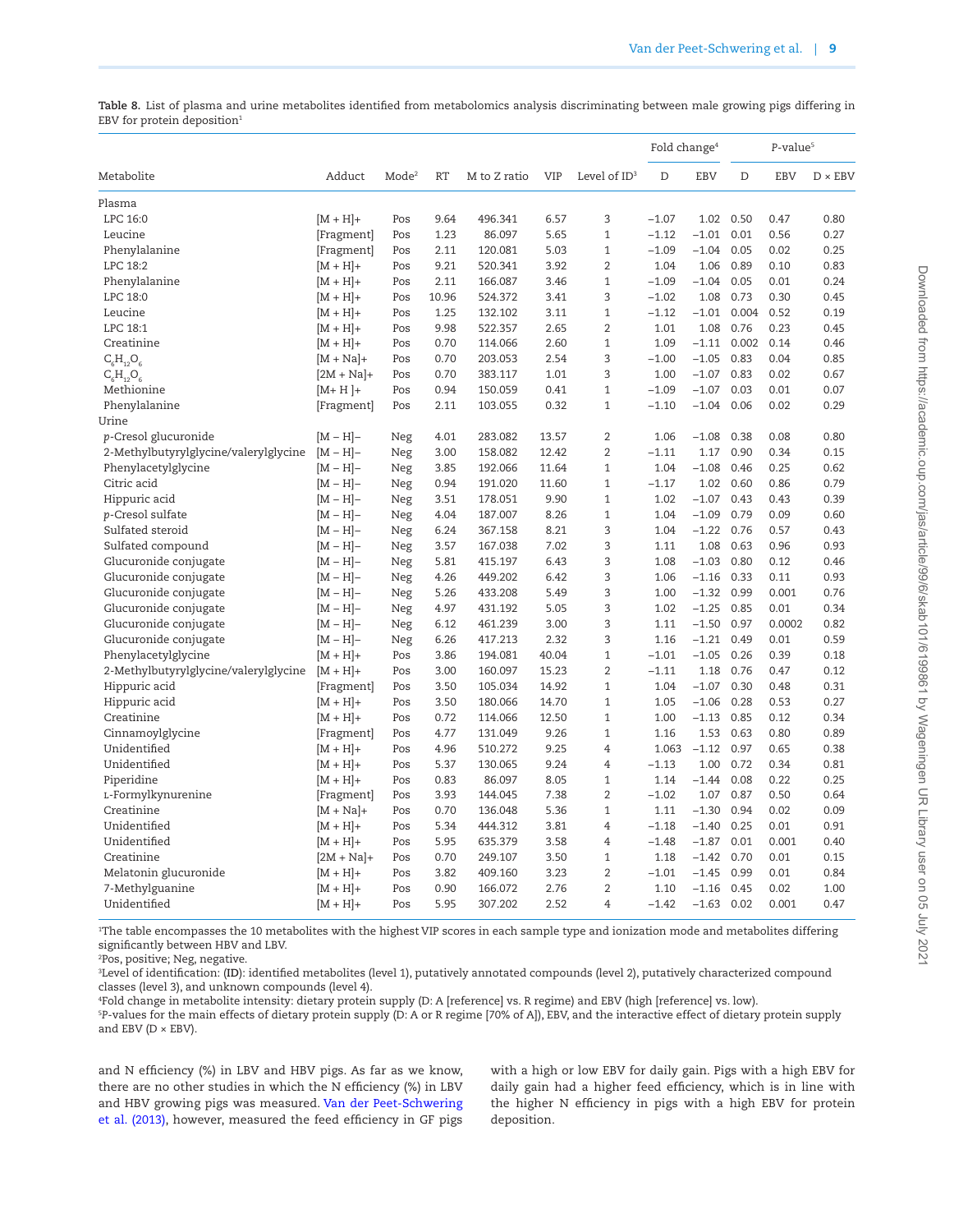**Table 8.** List of plasma and urine metabolites identified from metabolomics analysis discriminating between male growing pigs differing in EBV for protein deposition[1]

| Metabolite | Adduct | Mode[2] | RT | M to Z ratio | VIP | Level of ID[3] | Fold change[4] | | P-value[5] | | |
|---|---|---|---|---|---|---|---|---|---|---|---|
| | | | | | | | D | EBV | D | EBV | D × EBV |
| Plasma | | | | | | | | | | | |
| LPC 16:0 | [M + H]+ | Pos | 9.64 | 496.341 | 6.57 | 3 | −1.07 | 1.02 | 0.50 | 0.47 | 0.80 |
| Leucine | [Fragment] | Pos | 1.23 | 86.097 | 5.65 | 1 | −1.12 | −1.01 | 0.01 | 0.56 | 0.27 |
| Phenylalanine | [Fragment] | Pos | 2.11 | 120.081 | 5.03 | 1 | −1.09 | −1.04 | 0.05 | 0.02 | 0.25 |
| LPC 18:2 | [M + H]+ | Pos | 9.21 | 520.341 | 3.92 | 2 | 1.04 | 1.06 | 0.89 | 0.10 | 0.83 |
| Phenylalanine | [M + H]+ | Pos | 2.11 | 166.087 | 3.46 | 1 | −1.09 | −1.04 | 0.05 | 0.01 | 0.24 |
| LPC 18:0 | [M + H]+ | Pos | 10.96 | 524.372 | 3.41 | 3 | −1.02 | 1.08 | 0.73 | 0.30 | 0.45 |
| Leucine | [M + H]+ | Pos | 1.25 | 132.102 | 3.11 | 1 | −1.12 | −1.01 | 0.004 | 0.52 | 0.19 |
| LPC 18:1 | [M + H]+ | Pos | 9.98 | 522.357 | 2.65 | 2 | 1.01 | 1.08 | 0.76 | 0.23 | 0.45 |
| Creatinine | [M + H]+ | Pos | 0.70 | 114.066 | 2.60 | 1 | 1.09 | −1.11 | 0.002 | 0.14 | 0.46 |
| $C_6H_{12}O_6$ | [M + Na]+ | Pos | 0.70 | 203.053 | 2.54 | 3 | −1.00 | −1.05 | 0.83 | 0.04 | 0.85 |
| $C_6H_{12}O_6$ | [2M + Na]+ | Pos | 0.70 | 383.117 | 1.01 | 3 | 1.00 | −1.07 | 0.83 | 0.02 | 0.67 |
| Methionine | [M+ H ]+ | Pos | 0.94 | 150.059 | 0.41 | 1 | −1.09 | −1.07 | 0.03 | 0.01 | 0.07 |
| Phenylalanine | [Fragment] | Pos | 2.11 | 103.055 | 0.32 | 1 | −1.10 | −1.04 | 0.06 | 0.02 | 0.29 |
| Urine | | | | | | | | | | | |
| *p*-Cresol glucuronide | [M − H]− | Neg | 4.01 | 283.082 | 13.57 | 2 | 1.06 | −1.08 | 0.38 | 0.08 | 0.80 |
| 2-Methylbutyrylglycine/valerylglycine | [M − H]− | Neg | 3.00 | 158.082 | 12.42 | 2 | −1.11 | 1.17 | 0.90 | 0.34 | 0.15 |
| Phenylacetylglycine | [M − H]− | Neg | 3.85 | 192.066 | 11.64 | 1 | 1.04 | −1.08 | 0.46 | 0.25 | 0.62 |
| Citric acid | [M − H]− | Neg | 0.94 | 191.020 | 11.60 | 1 | −1.17 | 1.02 | 0.60 | 0.86 | 0.79 |
| Hippuric acid | [M − H]− | Neg | 3.51 | 178.051 | 9.90 | 1 | 1.02 | −1.07 | 0.43 | 0.43 | 0.39 |
| *p*-Cresol sulfate | [M − H]− | Neg | 4.04 | 187.007 | 8.26 | 1 | 1.04 | −1.09 | 0.79 | 0.09 | 0.60 |
| Sulfated steroid | [M − H]− | Neg | 6.24 | 367.158 | 8.21 | 3 | 1.04 | −1.22 | 0.76 | 0.57 | 0.43 |
| Sulfated compound | [M − H]− | Neg | 3.57 | 167.038 | 7.02 | 3 | 1.11 | 1.08 | 0.63 | 0.96 | 0.93 |
| Glucuronide conjugate | [M − H]− | Neg | 5.81 | 415.197 | 6.43 | 3 | 1.08 | −1.03 | 0.80 | 0.12 | 0.46 |
| Glucuronide conjugate | [M − H]− | Neg | 4.26 | 449.202 | 6.42 | 3 | 1.06 | −1.16 | 0.33 | 0.11 | 0.93 |
| Glucuronide conjugate | [M − H]− | Neg | 5.26 | 433.208 | 5.49 | 3 | 1.00 | −1.32 | 0.99 | 0.001 | 0.76 |
| Glucuronide conjugate | [M − H]− | Neg | 4.97 | 431.192 | 5.05 | 3 | 1.02 | −1.25 | 0.85 | 0.01 | 0.34 |
| Glucuronide conjugate | [M − H]− | Neg | 6.12 | 461.239 | 3.00 | 3 | 1.11 | −1.50 | 0.97 | 0.0002 | 0.82 |
| Glucuronide conjugate | [M − H]− | Neg | 6.26 | 417.213 | 2.32 | 3 | 1.16 | −1.21 | 0.49 | 0.01 | 0.59 |
| Phenylacetylglycine | [M + H]+ | Pos | 3.86 | 194.081 | 40.04 | 1 | −1.01 | −1.05 | 0.26 | 0.39 | 0.18 |
| 2-Methylbutyrylglycine/valerylglycine | [M + H]+ | Pos | 3.00 | 160.097 | 15.23 | 2 | −1.11 | 1.18 | 0.76 | 0.47 | 0.12 |
| Hippuric acid | [Fragment] | Pos | 3.50 | 105.034 | 14.92 | 1 | 1.04 | −1.07 | 0.30 | 0.48 | 0.31 |
| Hippuric acid | [M + H]+ | Pos | 3.50 | 180.066 | 14.70 | 1 | 1.05 | −1.06 | 0.28 | 0.53 | 0.27 |
| Creatinine | [M + H]+ | Pos | 0.72 | 114.066 | 12.50 | 1 | 1.00 | −1.13 | 0.85 | 0.12 | 0.34 |
| Cinnamoylglycine | [Fragment] | Pos | 4.77 | 131.049 | 9.26 | 1 | 1.16 | 1.53 | 0.63 | 0.80 | 0.89 |
| Unidentified | [M + H]+ | Pos | 4.96 | 510.272 | 9.25 | 4 | 1.063 | −1.12 | 0.97 | 0.65 | 0.38 |
| Unidentified | [M + H]+ | Pos | 5.37 | 130.065 | 9.24 | 4 | −1.13 | 1.00 | 0.72 | 0.34 | 0.81 |
| Piperidine | [M + H]+ | Pos | 0.83 | 86.097 | 8.05 | 1 | 1.14 | −1.44 | 0.08 | 0.22 | 0.25 |
| L-Formylkynurenine | [Fragment] | Pos | 3.93 | 144.045 | 7.38 | 2 | −1.02 | 1.07 | 0.87 | 0.50 | 0.64 |
| Creatinine | [M + Na]+ | Pos | 0.70 | 136.048 | 5.36 | 1 | 1.11 | −1.30 | 0.94 | 0.02 | 0.09 |
| Unidentified | [M + H]+ | Pos | 5.34 | 444.312 | 3.81 | 4 | −1.18 | −1.40 | 0.25 | 0.01 | 0.91 |
| Unidentified | [M + H]+ | Pos | 5.95 | 635.379 | 3.58 | 4 | −1.48 | −1.87 | 0.01 | 0.001 | 0.40 |
| Creatinine | [2M + Na]+ | Pos | 0.70 | 249.107 | 3.50 | 1 | 1.18 | −1.42 | 0.70 | 0.01 | 0.15 |
| Melatonin glucuronide | [M + H]+ | Pos | 3.82 | 409.160 | 3.23 | 2 | −1.01 | −1.45 | 0.99 | 0.01 | 0.84 |
| 7-Methylguanine | [M + H]+ | Pos | 0.90 | 166.072 | 2.76 | 2 | 1.10 | −1.16 | 0.45 | 0.02 | 1.00 |
| Unidentified | [M + H]+ | Pos | 5.95 | 307.202 | 2.52 | 4 | −1.42 | −1.63 | 0.02 | 0.001 | 0.47 |

[1]The table encompasses the 10 metabolites with the highest VIP scores in each sample type and ionization mode and metabolites differing significantly between HBV and LBV.
[2]Pos, positive; Neg, negative.
[3]Level of identification: (**ID**): identified metabolites (level 1), putatively annotated compounds (level 2), putatively characterized compound classes (level 3), and unknown compounds (level 4).
[4]Fold change in metabolite intensity: dietary protein supply (D: A [reference] vs. R regime) and EBV (high [reference] vs. low).
[5]P-values for the main effects of dietary protein supply (D: A or R regime [70% of A]), EBV, and the interactive effect of dietary protein supply and EBV (D × EBV).

and N efficiency (%) in LBV and HBV pigs. As far as we know, there are no other studies in which the N efficiency (%) in LBV and HBV growing pigs was measured. Van der Peet-Schwering et al. (2013), however, measured the feed efficiency in GF pigs with a high or low EBV for daily gain. Pigs with a high EBV for daily gain had a higher feed efficiency, which is in line with the higher N efficiency in pigs with a high EBV for protein deposition.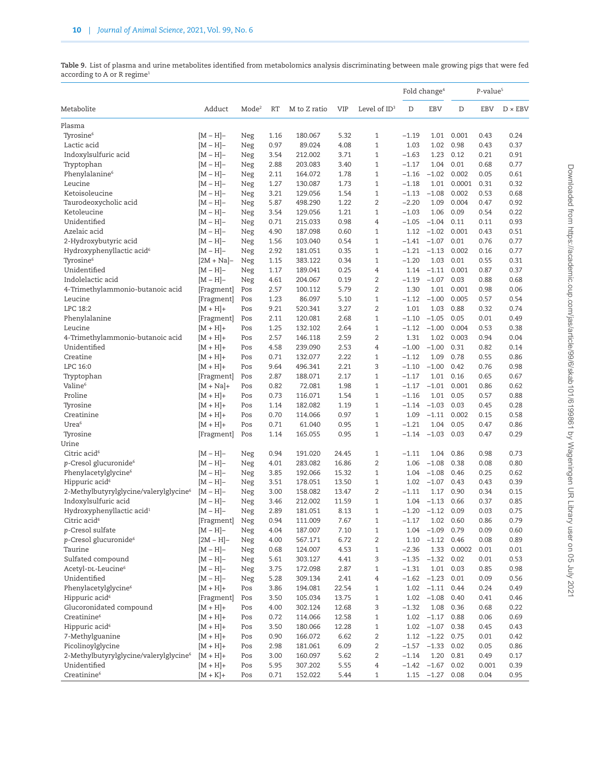**Table 9.** List of plasma and urine metabolites identified from metabolomics analysis discriminating between male growing pigs that were fed according to A or R regime[1]

| Metabolite | Adduct | Mode[2] | RT | M to Z ratio | VIP | Level of ID[3] | Fold change[4] | | P-value[5] | | |
|---|---|---|---|---|---|---|---|---|---|---|---|
| | | | | | | | D | EBV | D | EBV | D × EBV |
| Plasma | | | | | | | | | | | |
| Tyrosine[6] | [M − H]− | Neg | 1.16 | 180.067 | 5.32 | 1 | −1.19 | 1.01 | 0.001 | 0.43 | 0.24 |
| Lactic acid | [M − H]− | Neg | 0.97 | 89.024 | 4.08 | 1 | 1.03 | 1.02 | 0.98 | 0.43 | 0.37 |
| Indoxylsulfuric acid | [M − H]− | Neg | 3.54 | 212.002 | 3.71 | 1 | −1.63 | 1.23 | 0.12 | 0.21 | 0.91 |
| Tryptophan | [M − H]− | Neg | 2.88 | 203.083 | 3.40 | 1 | −1.17 | 1.04 | 0.01 | 0.68 | 0.77 |
| Phenylalanine[6] | [M − H]− | Neg | 2.11 | 164.072 | 1.78 | 1 | −1.16 | −1.02 | 0.002 | 0.05 | 0.61 |
| Leucine | [M − H]− | Neg | 1.27 | 130.087 | 1.73 | 1 | −1.18 | 1.01 | 0.0001 | 0.31 | 0.32 |
| Ketoisoleucine | [M − H]− | Neg | 3.21 | 129.056 | 1.54 | 1 | −1.13 | −1.08 | 0.002 | 0.53 | 0.68 |
| Taurodeoxycholic acid | [M − H]− | Neg | 5.87 | 498.290 | 1.22 | 2 | −2.20 | 1.09 | 0.004 | 0.47 | 0.92 |
| Ketoleucine | [M − H]− | Neg | 3.54 | 129.056 | 1.21 | 1 | −1.03 | 1.06 | 0.09 | 0.54 | 0.22 |
| Unidentified | [M − H]− | Neg | 0.71 | 215.033 | 0.98 | 4 | −1.05 | −1.04 | 0.11 | 0.11 | 0.93 |
| Azelaic acid | [M − H]− | Neg | 4.90 | 187.098 | 0.60 | 1 | 1.12 | −1.02 | 0.001 | 0.43 | 0.51 |
| 2-Hydroxybutyric acid | [M − H]− | Neg | 1.56 | 103.040 | 0.54 | 1 | −1.41 | −1.07 | 0.01 | 0.76 | 0.77 |
| Hydroxyphenyllactic acid[6] | [M − H]− | Neg | 2.92 | 181.051 | 0.35 | 1 | −1.21 | −1.13 | 0.002 | 0.16 | 0.77 |
| Tyrosine[6] | [2M + Na]− | Neg | 1.15 | 383.122 | 0.34 | 1 | −1.20 | 1.03 | 0.01 | 0.55 | 0.31 |
| Unidentified | [M − H]− | Neg | 1.17 | 189.041 | 0.25 | 4 | 1.14 | −1.11 | 0.001 | 0.87 | 0.37 |
| Indolelactic acid | [M − H]− | Neg | 4.61 | 204.067 | 0.19 | 2 | −1.19 | −1.07 | 0.03 | 0.88 | 0.68 |
| 4-Trimethylammonio-butanoic acid | [Fragment] | Pos | 2.57 | 100.112 | 5.79 | 2 | 1.30 | 1.01 | 0.001 | 0.98 | 0.06 |
| Leucine | [Fragment] | Pos | 1.23 | 86.097 | 5.10 | 1 | −1.12 | −1.00 | 0.005 | 0.57 | 0.54 |
| LPC 18:2 | [M + H]+ | Pos | 9.21 | 520.341 | 3.27 | 2 | 1.01 | 1.03 | 0.88 | 0.32 | 0.74 |
| Phenylalanine | [Fragment] | Pos | 2.11 | 120.081 | 2.68 | 1 | −1.10 | −1.05 | 0.05 | 0.01 | 0.49 |
| Leucine | [M + H]+ | Pos | 1.25 | 132.102 | 2.64 | 1 | −1.12 | −1.00 | 0.004 | 0.53 | 0.38 |
| 4-Trimethylammonio-butanoic acid | [M + H]+ | Pos | 2.57 | 146.118 | 2.59 | 2 | 1.31 | 1.02 | 0.003 | 0.94 | 0.04 |
| Unidentified | [M + H]+ | Pos | 4.58 | 239.090 | 2.53 | 4 | −1.00 | −1.00 | 0.31 | 0.82 | 0.14 |
| Creatine | [M + H]+ | Pos | 0.71 | 132.077 | 2.22 | 1 | −1.12 | 1.09 | 0.78 | 0.55 | 0.86 |
| LPC 16:0 | [M + H]+ | Pos | 9.64 | 496.341 | 2.21 | 3 | −1.10 | −1.00 | 0.42 | 0.76 | 0.98 |
| Tryptophan | [Fragment] | Pos | 2.87 | 188.071 | 2.17 | 1 | −1.17 | 1.01 | 0.16 | 0.65 | 0.67 |
| Valine[6] | [M + Na]+ | Pos | 0.82 | 72.081 | 1.98 | 1 | −1.17 | −1.01 | 0.001 | 0.86 | 0.62 |
| Proline | [M + H]+ | Pos | 0.73 | 116.071 | 1.54 | 1 | −1.16 | 1.01 | 0.05 | 0.57 | 0.88 |
| Tyrosine | [M + H]+ | Pos | 1.14 | 182.082 | 1.19 | 1 | −1.14 | −1.03 | 0.03 | 0.45 | 0.28 |
| Creatinine | [M + H]+ | Pos | 0.70 | 114.066 | 0.97 | 1 | 1.09 | −1.11 | 0.002 | 0.15 | 0.58 |
| Urea[6] | [M + H]+ | Pos | 0.71 | 61.040 | 0.95 | 1 | −1.21 | 1.04 | 0.05 | 0.47 | 0.86 |
| Tyrosine | [Fragment] | Pos | 1.14 | 165.055 | 0.95 | 1 | −1.14 | −1.03 | 0.03 | 0.47 | 0.29 |
| Urine | | | | | | | | | | | |
| Citric acid[6] | [M − H]− | Neg | 0.94 | 191.020 | 24.45 | 1 | −1.11 | 1.04 | 0.86 | 0.98 | 0.73 |
| *p*-Cresol glucuronide[6] | [M − H]− | Neg | 4.01 | 283.082 | 16.86 | 2 | 1.06 | −1.08 | 0.38 | 0.08 | 0.80 |
| Phenylacetylglycine[6] | [M − H]− | Neg | 3.85 | 192.066 | 15.32 | 1 | 1.04 | −1.08 | 0.46 | 0.25 | 0.62 |
| Hippuric acid[6] | [M − H]− | Neg | 3.51 | 178.051 | 13.50 | 1 | 1.02 | −1.07 | 0.43 | 0.43 | 0.39 |
| 2-Methylbutyrylglycine/valerylglycine[6] | [M − H]− | Neg | 3.00 | 158.082 | 13.47 | 2 | −1.11 | 1.17 | 0.90 | 0.34 | 0.15 |
| Indoxylsulfuric acid | [M − H]− | Neg | 3.46 | 212.002 | 11.59 | 1 | 1.04 | −1.13 | 0.66 | 0.37 | 0.85 |
| Hydroxyphenyllactic acid[1] | [M − H]− | Neg | 2.89 | 181.051 | 8.13 | 1 | −1.20 | −1.12 | 0.09 | 0.03 | 0.75 |
| Citric acid[6] | [Fragment] | Neg | 0.94 | 111.009 | 7.67 | 1 | −1.17 | 1.02 | 0.60 | 0.86 | 0.79 |
| *p*-Cresol sulfate | [M − H]− | Neg | 4.04 | 187.007 | 7.10 | 1 | 1.04 | −1.09 | 0.79 | 0.09 | 0.60 |
| *p*-Cresol glucuronide[6] | [2M − H]− | Neg | 4.00 | 567.171 | 6.72 | 2 | 1.10 | −1.12 | 0.46 | 0.08 | 0.89 |
| Taurine | [M − H]− | Neg | 0.68 | 124.007 | 4.53 | 1 | −2.36 | 1.33 | 0.0002 | 0.01 | 0.01 |
| Sulfated compound | [M − H]− | Neg | 5.61 | 303.127 | 4.41 | 3 | −1.35 | −1.32 | 0.02 | 0.01 | 0.53 |
| Acetyl-DL-Leucine[6] | [M − H]− | Neg | 3.75 | 172.098 | 2.87 | 1 | −1.31 | 1.01 | 0.03 | 0.85 | 0.98 |
| Unidentified | [M − H]− | Neg | 5.28 | 309.134 | 2.41 | 4 | −1.62 | −1.23 | 0.01 | 0.09 | 0.56 |
| Phenylacetylglycine[6] | [M + H]+ | Pos | 3.86 | 194.081 | 22.54 | 1 | 1.02 | −1.11 | 0.44 | 0.24 | 0.49 |
| Hippuric acid[6] | [Fragment] | Pos | 3.50 | 105.034 | 13.75 | 1 | 1.02 | −1.08 | 0.40 | 0.41 | 0.46 |
| Glucoronidated compound | [M + H]+ | Pos | 4.00 | 302.124 | 12.68 | 3 | −1.32 | 1.08 | 0.36 | 0.68 | 0.22 |
| Creatinine[6] | [M + H]+ | Pos | 0.72 | 114.066 | 12.58 | 1 | 1.02 | −1.17 | 0.88 | 0.06 | 0.69 |
| Hippuric acid[6] | [M + H]+ | Pos | 3.50 | 180.066 | 12.28 | 1 | 1.02 | −1.07 | 0.38 | 0.45 | 0.43 |
| 7-Methylguanine | [M + H]+ | Pos | 0.90 | 166.072 | 6.62 | 2 | 1.12 | −1.22 | 0.75 | 0.01 | 0.42 |
| Picolinoylglycine | [M + H]+ | Pos | 2.98 | 181.061 | 6.09 | 2 | −1.57 | −1.33 | 0.02 | 0.05 | 0.86 |
| 2-Methylbutyrylglycine/valerylglycine[6] | [M + H]+ | Pos | 3.00 | 160.097 | 5.62 | 2 | −1.14 | 1.20 | 0.81 | 0.49 | 0.17 |
| Unidentified | [M + H]+ | Pos | 5.95 | 307.202 | 5.55 | 4 | −1.42 | −1.67 | 0.02 | 0.001 | 0.39 |
| Creatinine[6] | [M + K]+ | Pos | 0.71 | 152.022 | 5.44 | 1 | 1.15 | −1.27 | 0.08 | 0.04 | 0.95 |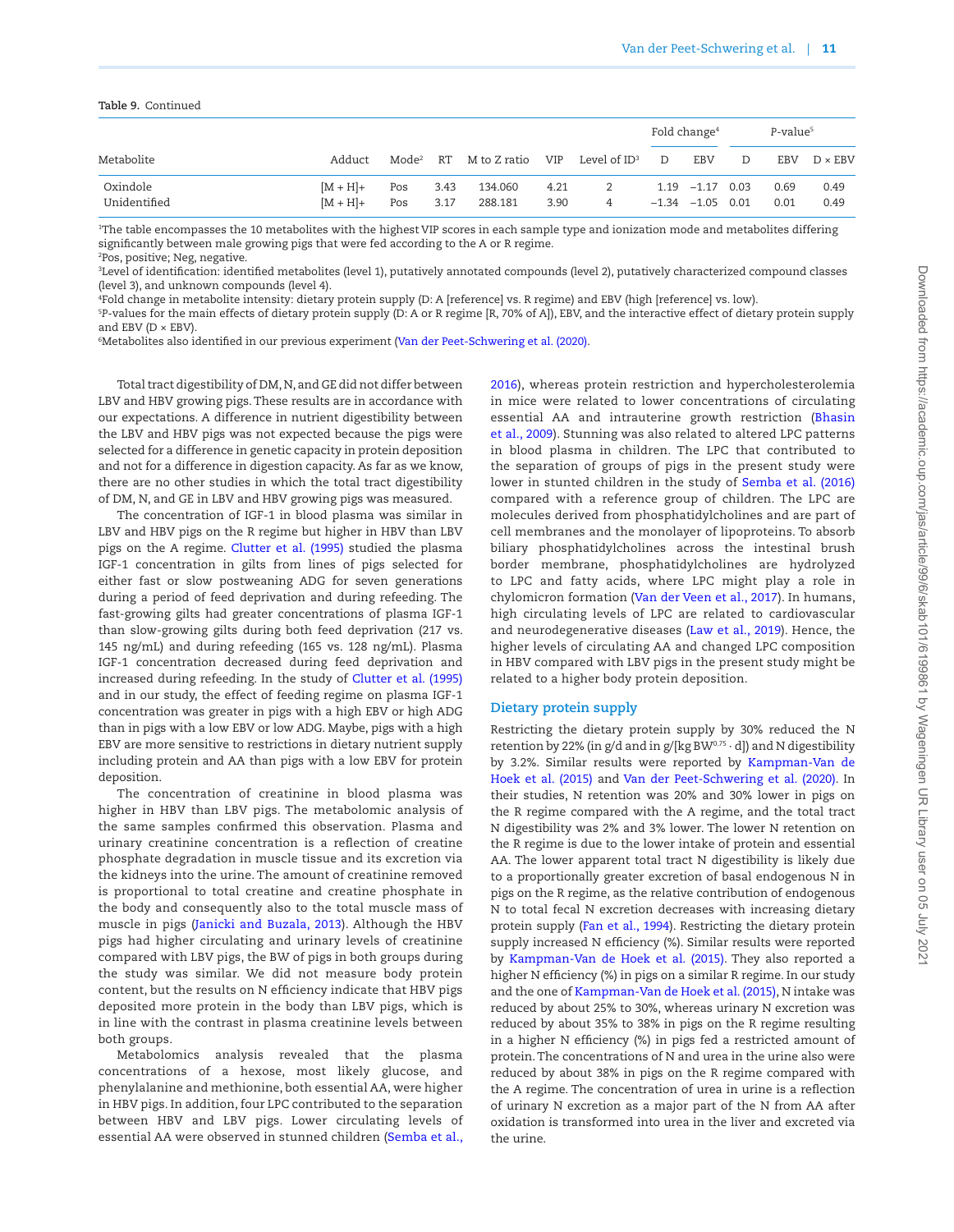**Table 9.** Continued

| Metabolite | Adduct | Mode[2] | RT | M to Z ratio | VIP | Level of ID[3] | Fold change[4] | | P-value[5] | | |
|---|---|---|---|---|---|---|---|---|---|---|---|
| | | | | | | | D | EBV | D | EBV | D × EBV |
| Oxindole | [M + H]+ | Pos | 3.43 | 134.060 | 4.21 | 2 | 1.19 | −1.17 | 0.03 | 0.69 | 0.49 |
| Unidentified | [M + H]+ | Pos | 3.17 | 288.181 | 3.90 | 4 | −1.34 | −1.05 | 0.01 | 0.01 | 0.49 |

[1]The table encompasses the 10 metabolites with the highest VIP scores in each sample type and ionization mode and metabolites differing significantly between male growing pigs that were fed according to the A or R regime.
[2]Pos, positive; Neg, negative.
[3]Level of identification: identified metabolites (level 1), putatively annotated compounds (level 2), putatively characterized compound classes (level 3), and unknown compounds (level 4).
[4]Fold change in metabolite intensity: dietary protein supply (D: A [reference] vs. R regime) and EBV (high [reference] vs. low).
[5]P-values for the main effects of dietary protein supply (D: A or R regime [R, 70% of A]), EBV, and the interactive effect of dietary protein supply and EBV (D × EBV).
[6]Metabolites also identified in our previous experiment (Van der Peet-Schwering et al. (2020).

Total tract digestibility of DM, N, and GE did not differ between LBV and HBV growing pigs. These results are in accordance with our expectations. A difference in nutrient digestibility between the LBV and HBV pigs was not expected because the pigs were selected for a difference in genetic capacity in protein deposition and not for a difference in digestion capacity. As far as we know, there are no other studies in which the total tract digestibility of DM, N, and GE in LBV and HBV growing pigs was measured.

The concentration of IGF-1 in blood plasma was similar in LBV and HBV pigs on the R regime but higher in HBV than LBV pigs on the A regime. Clutter et al. (1995) studied the plasma IGF-1 concentration in gilts from lines of pigs selected for either fast or slow postweaning ADG for seven generations during a period of feed deprivation and during refeeding. The fast-growing gilts had greater concentrations of plasma IGF-1 than slow-growing gilts during both feed deprivation (217 vs. 145 ng/mL) and during refeeding (165 vs. 128 ng/mL). Plasma IGF-1 concentration decreased during feed deprivation and increased during refeeding. In the study of Clutter et al. (1995) and in our study, the effect of feeding regime on plasma IGF-1 concentration was greater in pigs with a high EBV or high ADG than in pigs with a low EBV or low ADG. Maybe, pigs with a high EBV are more sensitive to restrictions in dietary nutrient supply including protein and AA than pigs with a low EBV for protein deposition.

The concentration of creatinine in blood plasma was higher in HBV than LBV pigs. The metabolomic analysis of the same samples confirmed this observation. Plasma and urinary creatinine concentration is a reflection of creatine phosphate degradation in muscle tissue and its excretion via the kidneys into the urine. The amount of creatinine removed is proportional to total creatine and creatine phosphate in the body and consequently also to the total muscle mass of muscle in pigs (Janicki and Buzala, 2013). Although the HBV pigs had higher circulating and urinary levels of creatinine compared with LBV pigs, the BW of pigs in both groups during the study was similar. We did not measure body protein content, but the results on N efficiency indicate that HBV pigs deposited more protein in the body than LBV pigs, which is in line with the contrast in plasma creatinine levels between both groups.

Metabolomics analysis revealed that the plasma concentrations of a hexose, most likely glucose, and phenylalanine and methionine, both essential AA, were higher in HBV pigs. In addition, four LPC contributed to the separation between HBV and LBV pigs. Lower circulating levels of essential AA were observed in stunned children (Semba et al., 2016), whereas protein restriction and hypercholesterolemia in mice were related to lower concentrations of circulating essential AA and intrauterine growth restriction (Bhasin et al., 2009). Stunning was also related to altered LPC patterns in blood plasma in children. The LPC that contributed to the separation of groups of pigs in the present study were lower in stunted children in the study of Semba et al. (2016) compared with a reference group of children. The LPC are molecules derived from phosphatidylcholines and are part of cell membranes and the monolayer of lipoproteins. To absorb biliary phosphatidylcholines across the intestinal brush border membrane, phosphatidylcholines are hydrolyzed to LPC and fatty acids, where LPC might play a role in chylomicron formation (Van der Veen et al., 2017). In humans, high circulating levels of LPC are related to cardiovascular and neurodegenerative diseases (Law et al., 2019). Hence, the higher levels of circulating AA and changed LPC composition in HBV compared with LBV pigs in the present study might be related to a higher body protein deposition.

## Dietary protein supply

Restricting the dietary protein supply by 30% reduced the N retention by 22% (in g/d and in g/[kg $BW^{0.75}$ · d]) and N digestibility by 3.2%. Similar results were reported by Kampman-Van de Hoek et al. (2015) and Van der Peet-Schwering et al. (2020). In their studies, N retention was 20% and 30% lower in pigs on the R regime compared with the A regime, and the total tract N digestibility was 2% and 3% lower. The lower N retention on the R regime is due to the lower intake of protein and essential AA. The lower apparent total tract N digestibility is likely due to a proportionally greater excretion of basal endogenous N in pigs on the R regime, as the relative contribution of endogenous N to total fecal N excretion decreases with increasing dietary protein supply (Fan et al., 1994). Restricting the dietary protein supply increased N efficiency (%). Similar results were reported by Kampman-Van de Hoek et al. (2015). They also reported a higher N efficiency (%) in pigs on a similar R regime. In our study and the one of Kampman-Van de Hoek et al. (2015), N intake was reduced by about 25% to 30%, whereas urinary N excretion was reduced by about 35% to 38% in pigs on the R regime resulting in a higher N efficiency (%) in pigs fed a restricted amount of protein. The concentrations of N and urea in the urine also were reduced by about 38% in pigs on the R regime compared with the A regime. The concentration of urea in urine is a reflection of urinary N excretion as a major part of the N from AA after oxidation is transformed into urea in the liver and excreted via the urine.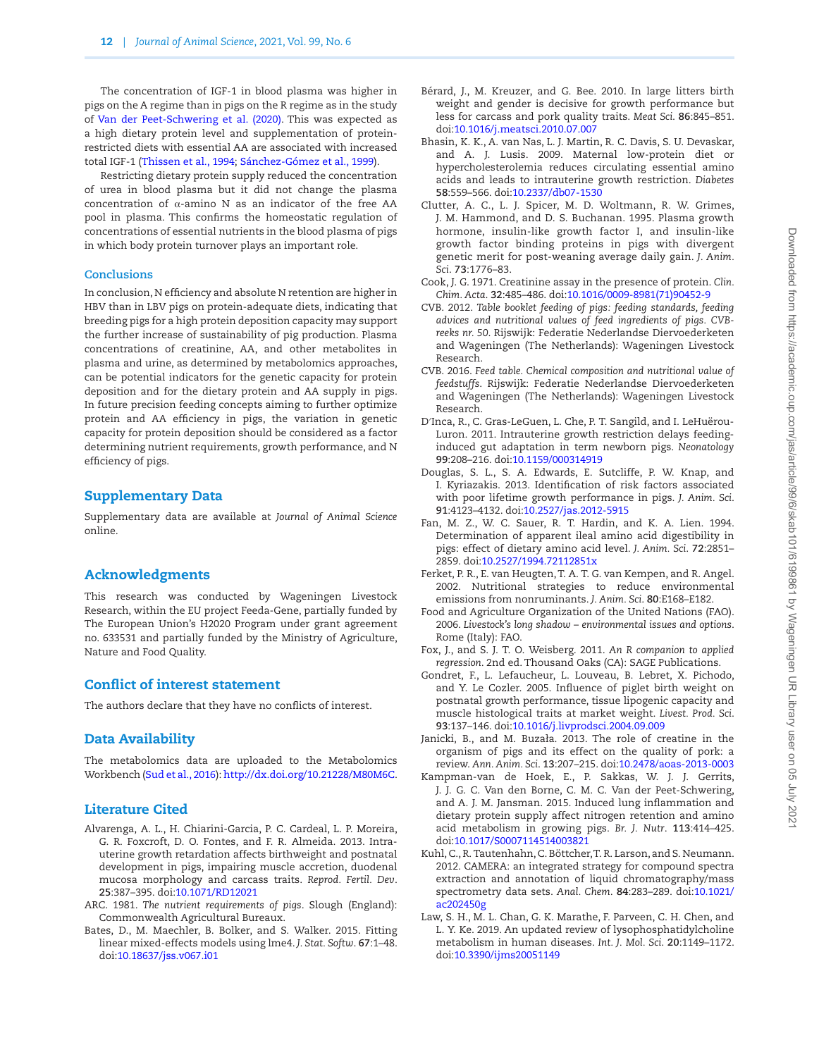The concentration of IGF-1 in blood plasma was higher in pigs on the A regime than in pigs on the R regime as in the study of Van der Peet-Schwering et al. (2020). This was expected as a high dietary protein level and supplementation of protein-restricted diets with essential AA are associated with increased total IGF-1 (Thissen et al., 1994; Sánchez-Gómez et al., 1999).

Restricting dietary protein supply reduced the concentration of urea in blood plasma but it did not change the plasma concentration of α-amino N as an indicator of the free AA pool in plasma. This confirms the homeostatic regulation of concentrations of essential nutrients in the blood plasma of pigs in which body protein turnover plays an important role.

### Conclusions

In conclusion, N efficiency and absolute N retention are higher in HBV than in LBV pigs on protein-adequate diets, indicating that breeding pigs for a high protein deposition capacity may support the further increase of sustainability of pig production. Plasma concentrations of creatinine, AA, and other metabolites in plasma and urine, as determined by metabolomics approaches, can be potential indicators for the genetic capacity for protein deposition and for the dietary protein and AA supply in pigs. In future precision feeding concepts aiming to further optimize protein and AA efficiency in pigs, the variation in genetic capacity for protein deposition should be considered as a factor determining nutrient requirements, growth performance, and N efficiency of pigs.

## Supplementary Data

Supplementary data are available at *Journal of Animal Science* online.

## Acknowledgments

This research was conducted by Wageningen Livestock Research, within the EU project Feeda-Gene, partially funded by The European Union's H2020 Program under grant agreement no. 633531 and partially funded by the Ministry of Agriculture, Nature and Food Quality.

## Conflict of interest statement

The authors declare that they have no conflicts of interest.

## Data Availability

The metabolomics data are uploaded to the Metabolomics Workbench (Sud et al., 2016): http://dx.doi.org/10.21228/M80M6C.

## Literature Cited

Alvarenga, A. L., H. Chiarini-Garcia, P. C. Cardeal, L. P. Moreira, G. R. Foxcroft, D. O. Fontes, and F. R. Almeida. 2013. Intra-uterine growth retardation affects birthweight and postnatal development in pigs, impairing muscle accretion, duodenal mucosa morphology and carcass traits. *Reprod. Fertil. Dev*. **25**:387–395. doi:10.1071/RD12021

ARC. 1981. *The nutrient requirements of pigs*. Slough (England): Commonwealth Agricultural Bureaux.

Bates, D., M. Maechler, B. Bolker, and S. Walker. 2015. Fitting linear mixed-effects models using lme4. *J. Stat. Softw*. **67**:1–48. doi:10.18637/jss.v067.i01

Bérard, J., M. Kreuzer, and G. Bee. 2010. In large litters birth weight and gender is decisive for growth performance but less for carcass and pork quality traits. *Meat Sci.* **86**:845–851. doi:10.1016/j.meatsci.2010.07.007

Bhasin, K. K., A. van Nas, L. J. Martin, R. C. Davis, S. U. Devaskar, and A. J. Lusis. 2009. Maternal low-protein diet or hypercholesterolemia reduces circulating essential amino acids and leads to intrauterine growth restriction. *Diabetes* **58**:559–566. doi:10.2337/db07-1530

Clutter, A. C., L. J. Spicer, M. D. Woltmann, R. W. Grimes, J. M. Hammond, and D. S. Buchanan. 1995. Plasma growth hormone, insulin-like growth factor I, and insulin-like growth factor binding proteins in pigs with divergent genetic merit for post-weaning average daily gain. *J. Anim. Sci*. **73**:1776–83.

Cook, J. G. 1971. Creatinine assay in the presence of protein. *Clin. Chim. Acta*. **32**:485–486. doi:10.1016/0009-8981(71)90452-9

CVB. 2012. *Table booklet feeding of pigs: feeding standards, feeding advices and nutritional values of feed ingredients of pigs. CVB-reeks nr.* 50. Rijswijk: Federatie Nederlandse Diervoederketen and Wageningen (The Netherlands): Wageningen Livestock Research.

CVB. 2016. *Feed table. Chemical composition and nutritional value of feedstuffs*. Rijswijk: Federatie Nederlandse Diervoederketen and Wageningen (The Netherlands): Wageningen Livestock Research.

D′Inca, R., C. Gras-LeGuen, L. Che, P. T. Sangild, and I. LeHuërou-Luron. 2011. Intrauterine growth restriction delays feeding-induced gut adaptation in term newborn pigs. *Neonatology* **99**:208–216. doi:10.1159/000314919

Douglas, S. L., S. A. Edwards, E. Sutcliffe, P. W. Knap, and I. Kyriazakis. 2013. Identification of risk factors associated with poor lifetime growth performance in pigs. *J. Anim. Sci*. **91**:4123–4132. doi:10.2527/jas.2012-5915

Fan, M. Z., W. C. Sauer, R. T. Hardin, and K. A. Lien. 1994. Determination of apparent ileal amino acid digestibility in pigs: effect of dietary amino acid level. *J. Anim. Sci*. **72**:2851–2859. doi:10.2527/1994.72112851x

Ferket, P. R., E. van Heugten, T. A. T. G. van Kempen, and R. Angel. 2002. Nutritional strategies to reduce environmental emissions from nonruminants. *J. Anim. Sci*. **80**:E168–E182.

Food and Agriculture Organization of the United Nations (FAO). 2006. *Livestock's long shadow – environmental issues and options*. Rome (Italy): FAO.

Fox, J., and S. J. T. O. Weisberg. 2011. *An R companion to applied regression*. 2nd ed. Thousand Oaks (CA): SAGE Publications.

Gondret, F., L. Lefaucheur, L. Louveau, B. Lebret, X. Pichodo, and Y. Le Cozler. 2005. Influence of piglet birth weight on postnatal growth performance, tissue lipogenic capacity and muscle histological traits at market weight. *Livest. Prod. Sci*. **93**:137–146. doi:10.1016/j.livprodsci.2004.09.009

Janicki, B., and M. Buzała. 2013. The role of creatine in the organism of pigs and its effect on the quality of pork: a review. *Ann. Anim. Sci*. **13**:207–215. doi:10.2478/aoas-2013-0003

Kampman-van de Hoek, E., P. Sakkas, W. J. J. Gerrits, J. J. G. C. Van den Borne, C. M. C. Van der Peet-Schwering, and A. J. M. Jansman. 2015. Induced lung inflammation and dietary protein supply affect nitrogen retention and amino acid metabolism in growing pigs. *Br. J. Nutr*. **113**:414–425. doi:10.1017/S0007114514003821

Kuhl, C., R. Tautenhahn, C. Böttcher, T. R. Larson, and S. Neumann. 2012. CAMERA: an integrated strategy for compound spectra extraction and annotation of liquid chromatography/mass spectrometry data sets. *Anal. Chem*. **84**:283–289. doi:10.1021/ac202450g

Law, S. H., M. L. Chan, G. K. Marathe, F. Parveen, C. H. Chen, and L. Y. Ke. 2019. An updated review of lysophosphatidylcholine metabolism in human diseases. *Int. J. Mol. Sci*. **20**:1149–1172. doi:10.3390/ijms20051149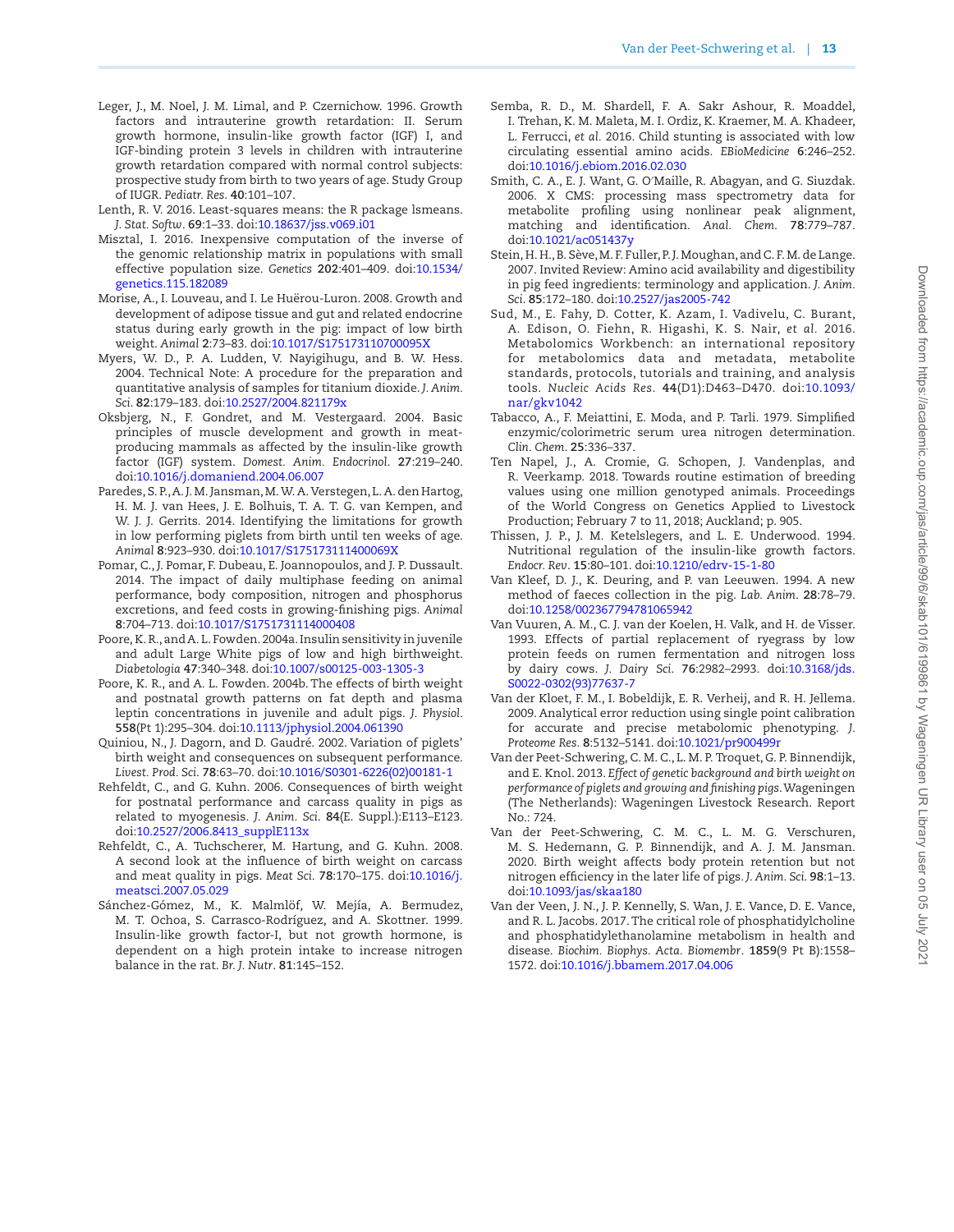Leger, J., M. Noel, J. M. Limal, and P. Czernichow. 1996. Growth factors and intrauterine growth retardation: II. Serum growth hormone, insulin-like growth factor (IGF) I, and IGF-binding protein 3 levels in children with intrauterine growth retardation compared with normal control subjects: prospective study from birth to two years of age. Study Group of IUGR. *Pediatr. Res.* **40**:101–107.

Lenth, R. V. 2016. Least-squares means: the R package lsmeans. *J. Stat. Softw.* **69**:1–33. doi:10.18637/jss.v069.i01

Misztal, I. 2016. Inexpensive computation of the inverse of the genomic relationship matrix in populations with small effective population size. *Genetics* **202**:401–409. doi:10.1534/genetics.115.182089

Morise, A., I. Louveau, and I. Le Huërou-Luron. 2008. Growth and development of adipose tissue and gut and related endocrine status during early growth in the pig: impact of low birth weight. *Animal* **2**:73–83. doi:10.1017/S175173110700095X

Myers, W. D., P. A. Ludden, V. Nayigihugu, and B. W. Hess. 2004. Technical Note: A procedure for the preparation and quantitative analysis of samples for titanium dioxide. *J. Anim. Sci.* **82**:179–183. doi:10.2527/2004.821179x

Oksbjerg, N., F. Gondret, and M. Vestergaard. 2004. Basic principles of muscle development and growth in meat-producing mammals as affected by the insulin-like growth factor (IGF) system. *Domest. Anim. Endocrinol.* **27**:219–240. doi:10.1016/j.domaniend.2004.06.007

Paredes, S. P., A. J. M. Jansman, M. W. A. Verstegen, L. A. den Hartog, H. M. J. van Hees, J. E. Bolhuis, T. A. T. G. van Kempen, and W. J. J. Gerrits. 2014. Identifying the limitations for growth in low performing piglets from birth until ten weeks of age. *Animal* **8**:923–930. doi:10.1017/S175173111400069X

Pomar, C., J. Pomar, F. Dubeau, E. Joannopoulos, and J. P. Dussault. 2014. The impact of daily multiphase feeding on animal performance, body composition, nitrogen and phosphorus excretions, and feed costs in growing-finishing pigs. *Animal* **8**:704–713. doi:10.1017/S1751731114000408

Poore, K. R., and A. L. Fowden. 2004a. Insulin sensitivity in juvenile and adult Large White pigs of low and high birthweight. *Diabetologia* **47**:340–348. doi:10.1007/s00125-003-1305-3

Poore, K. R., and A. L. Fowden. 2004b. The effects of birth weight and postnatal growth patterns on fat depth and plasma leptin concentrations in juvenile and adult pigs. *J. Physiol.* **558**(Pt 1):295–304. doi:10.1113/jphysiol.2004.061390

Quiniou, N., J. Dagorn, and D. Gaudré. 2002. Variation of piglets' birth weight and consequences on subsequent performance. *Livest. Prod. Sci.* **78**:63–70. doi:10.1016/S0301-6226(02)00181-1

Rehfeldt, C., and G. Kuhn. 2006. Consequences of birth weight for postnatal performance and carcass quality in pigs as related to myogenesis. *J. Anim. Sci.* **84**(E. Suppl.):E113–E123. doi:10.2527/2006.8413_supplE113x

Rehfeldt, C., A. Tuchscherer, M. Hartung, and G. Kuhn. 2008. A second look at the influence of birth weight on carcass and meat quality in pigs. *Meat Sci.* **78**:170–175. doi:10.1016/j.meatsci.2007.05.029

Sánchez-Gómez, M., K. Malmlöf, W. Mejía, A. Bermudez, M. T. Ochoa, S. Carrasco-Rodríguez, and A. Skottner. 1999. Insulin-like growth factor-I, but not growth hormone, is dependent on a high protein intake to increase nitrogen balance in the rat. *Br. J. Nutr.* **81**:145–152.

Semba, R. D., M. Shardell, F. A. Sakr Ashour, R. Moaddel, I. Trehan, K. M. Maleta, M. I. Ordiz, K. Kraemer, M. A. Khadeer, L. Ferrucci, *et al.* 2016. Child stunting is associated with low circulating essential amino acids. *EBioMedicine* **6**:246–252. doi:10.1016/j.ebiom.2016.02.030

Smith, C. A., E. J. Want, G. O'Maille, R. Abagyan, and G. Siuzdak. 2006. X CMS: processing mass spectrometry data for metabolite profiling using nonlinear peak alignment, matching and identification. *Anal. Chem.* **78**:779–787. doi:10.1021/ac051437y

Stein, H. H., B. Sève, M. F. Fuller, P. J. Moughan, and C. F. M. de Lange. 2007. Invited Review: Amino acid availability and digestibility in pig feed ingredients: terminology and application. *J. Anim. Sci.* **85**:172–180. doi:10.2527/jas2005-742

Sud, M., E. Fahy, D. Cotter, K. Azam, I. Vadivelu, C. Burant, A. Edison, O. Fiehn, R. Higashi, K. S. Nair, *et al.* 2016. Metabolomics Workbench: an international repository for metabolomics data and metadata, metabolite standards, protocols, tutorials and training, and analysis tools. *Nucleic Acids Res.* **44**(D1):D463–D470. doi:10.1093/nar/gkv1042

Tabacco, A., F. Meiattini, E. Moda, and P. Tarli. 1979. Simplified enzymic/colorimetric serum urea nitrogen determination. *Clin. Chem.* **25**:336–337.

Ten Napel, J., A. Cromie, G. Schopen, J. Vandenplas, and R. Veerkamp. 2018. Towards routine estimation of breeding values using one million genotyped animals. Proceedings of the World Congress on Genetics Applied to Livestock Production; February 7 to 11, 2018; Auckland; p. 905.

Thissen, J. P., J. M. Ketelslegers, and L. E. Underwood. 1994. Nutritional regulation of the insulin-like growth factors. *Endocr. Rev.* **15**:80–101. doi:10.1210/edrv-15-1-80

Van Kleef, D. J., K. Deuring, and P. van Leeuwen. 1994. A new method of faeces collection in the pig. *Lab. Anim.* **28**:78–79. doi:10.1258/002367794781065942

Van Vuuren, A. M., C. J. van der Koelen, H. Valk, and H. de Visser. 1993. Effects of partial replacement of ryegrass by low protein feeds on rumen fermentation and nitrogen loss by dairy cows. *J. Dairy Sci.* **76**:2982–2993. doi:10.3168/jds.S0022-0302(93)77637-7

Van der Kloet, F. M., I. Bobeldijk, E. R. Verheij, and R. H. Jellema. 2009. Analytical error reduction using single point calibration for accurate and precise metabolomic phenotyping. *J. Proteome Res.* **8**:5132–5141. doi:10.1021/pr900499r

Van der Peet-Schwering, C. M. C., L. M. P. Troquet, G. P. Binnendijk, and E. Knol. 2013. *Effect of genetic background and birth weight on performance of piglets and growing and finishing pigs.* Wageningen (The Netherlands): Wageningen Livestock Research. Report No.: 724.

Van der Peet-Schwering, C. M. C., L. M. G. Verschuren, M. S. Hedemann, G. P. Binnendijk, and A. J. M. Jansman. 2020. Birth weight affects body protein retention but not nitrogen efficiency in the later life of pigs. *J. Anim. Sci.* **98**:1–13. doi:10.1093/jas/skaa180

Van der Veen, J. N., J. P. Kennelly, S. Wan, J. E. Vance, D. E. Vance, and R. L. Jacobs. 2017. The critical role of phosphatidylcholine and phosphatidylethanolamine metabolism in health and disease. *Biochim. Biophys. Acta. Biomembr.* **1859**(9 Pt B):1558–1572. doi:10.1016/j.bbamem.2017.04.006